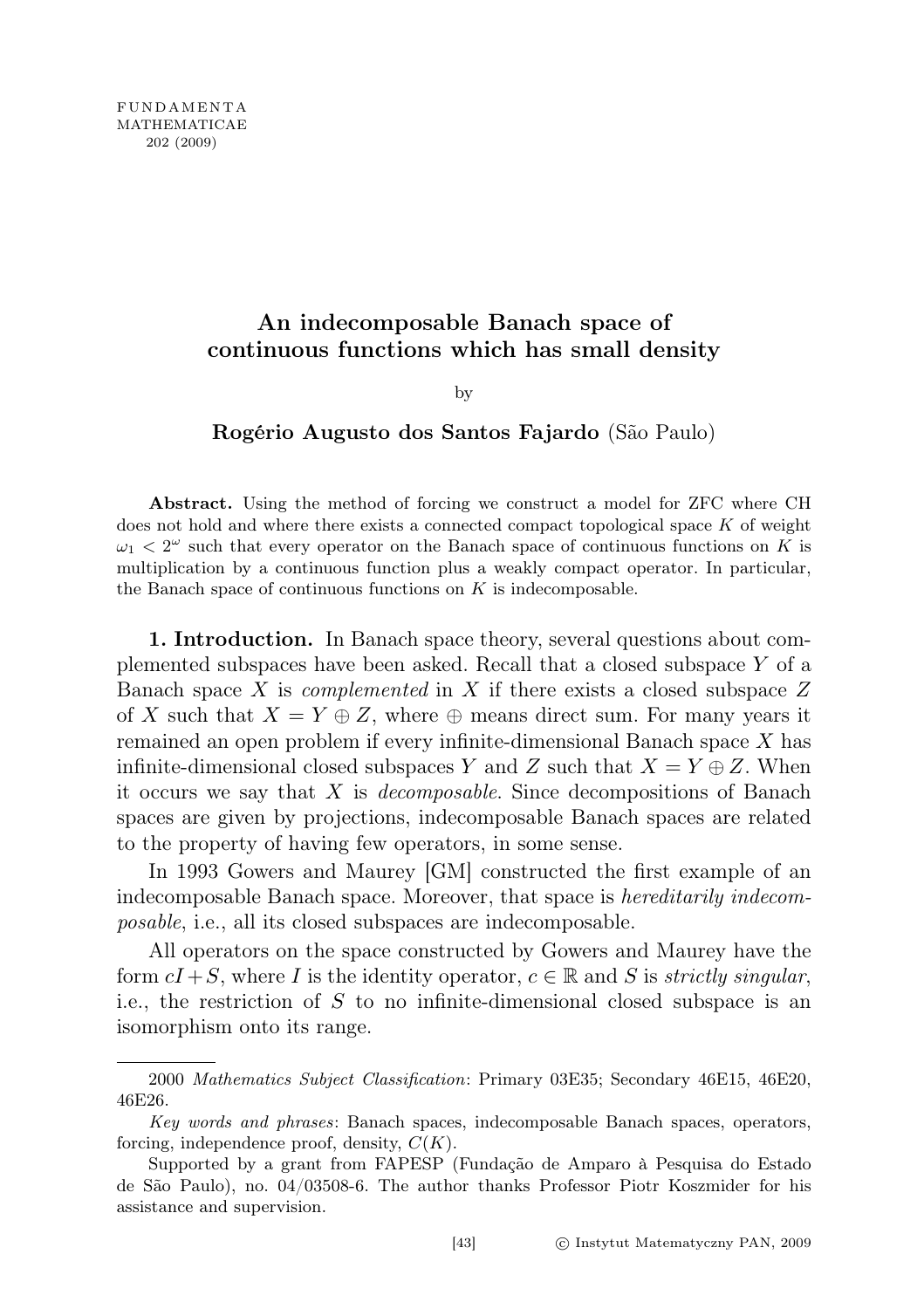# An indecomposable Banach space of continuous functions which has small density

by

**Rogério Augusto dos Santos Fajardo** (São Paulo)

**Abstract.** Using the method of forcing we construct a model for ZFC where CH does not hold and where there exists a connected compact topological space $K$ of weight $\omega_1 < 2^\omega$ such that every operator on the Banach space of continuous functions on $K$ is multiplication by a continuous function plus a weakly compact operator. In particular, the Banach space of continuous functions on $K$ is indecomposable.

## 1. Introduction.

In Banach space theory, several questions about complemented subspaces have been asked. Recall that a closed subspace $Y$ of a Banach space $X$ is *complemented* in $X$ if there exists a closed subspace $Z$ of $X$ such that $X = Y \oplus Z$, where $\oplus$ means direct sum. For many years it remained an open problem if every infinite-dimensional Banach space $X$ has infinite-dimensional closed subspaces $Y$ and $Z$ such that $X = Y \oplus Z$. When it occurs we say that $X$ is *decomposable*. Since decompositions of Banach spaces are given by projections, indecomposable Banach spaces are related to the property of having few operators, in some sense.

In 1993 Gowers and Maurey [GM] constructed the first example of an indecomposable Banach space. Moreover, that space is *hereditarily indecomposable*, i.e., all its closed subspaces are indecomposable.

All operators on the space constructed by Gowers and Maurey have the form $cI + S$, where $I$ is the identity operator, $c \in \mathbb{R}$ and $S$ is *strictly singular*, i.e., the restriction of $S$ to no infinite-dimensional closed subspace is an isomorphism onto its range.

---

2000 *Mathematics Subject Classification*: Primary 03E35; Secondary 46E15, 46E20, 46E26.

*Key words and phrases*: Banach spaces, indecomposable Banach spaces, operators, forcing, independence proof, density, $C(K)$.

Supported by a grant from FAPESP (Fundação de Amparo à Pesquisa do Estado de São Paulo), no. 04/03508-6. The author thanks Professor Piotr Koszmider for his assistance and supervision.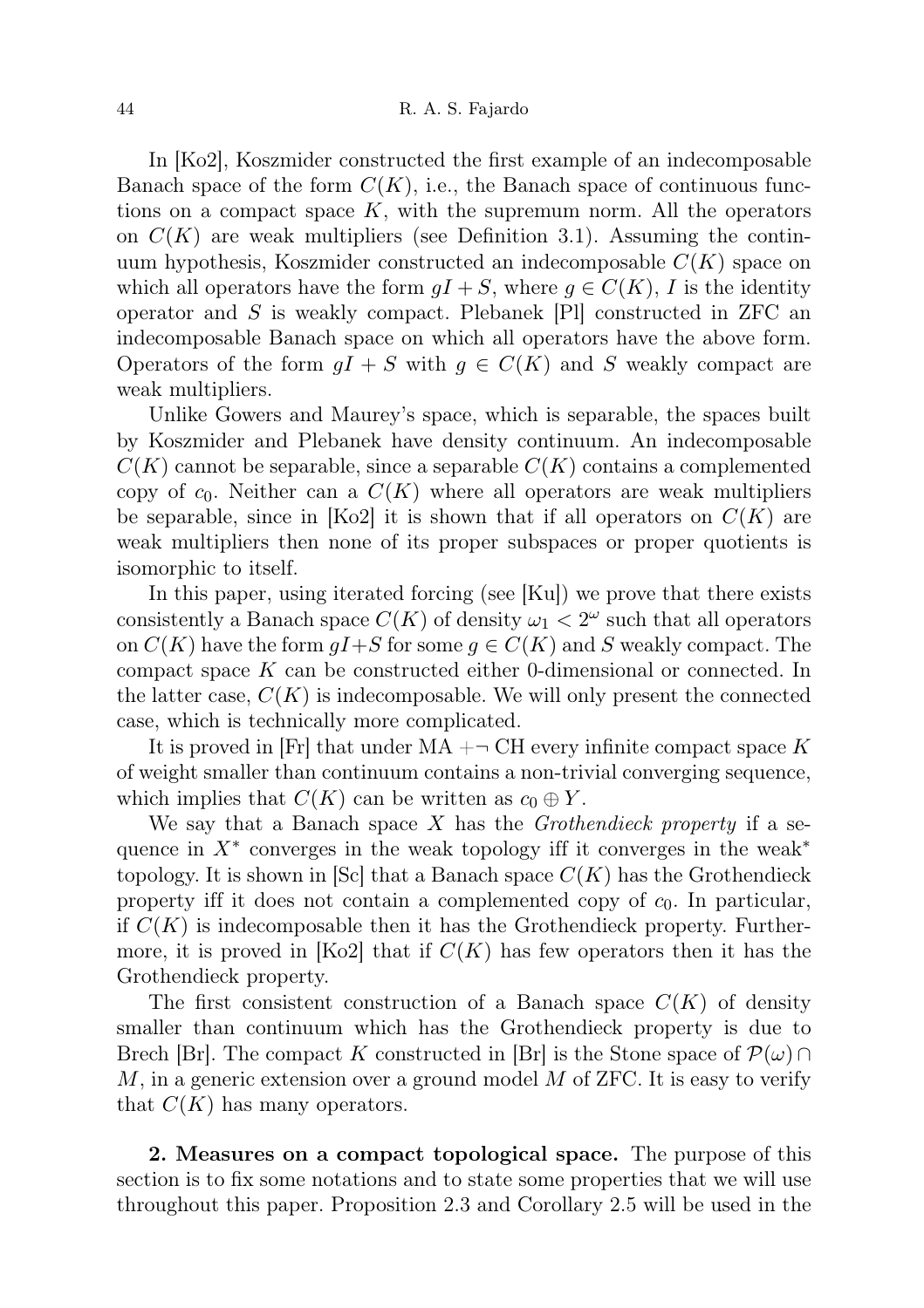In [Ko2], Koszmider constructed the first example of an indecomposable Banach space of the form $C(K)$, i.e., the Banach space of continuous functions on a compact space $K$, with the supremum norm. All the operators on $C(K)$ are weak multipliers (see Definition 3.1). Assuming the continuum hypothesis, Koszmider constructed an indecomposable $C(K)$ space on which all operators have the form $gI + S$, where $g \in C(K)$, $I$ is the identity operator and $S$ is weakly compact. Plebanek [Pl] constructed in ZFC an indecomposable Banach space on which all operators have the above form. Operators of the form $gI + S$ with $g \in C(K)$ and $S$ weakly compact are weak multipliers.

Unlike Gowers and Maurey's space, which is separable, the spaces built by Koszmider and Plebanek have density continuum. An indecomposable $C(K)$ cannot be separable, since a separable $C(K)$ contains a complemented copy of $c_0$. Neither can a $C(K)$ where all operators are weak multipliers be separable, since in [Ko2] it is shown that if all operators on $C(K)$ are weak multipliers then none of its proper subspaces or proper quotients is isomorphic to itself.

In this paper, using iterated forcing (see [Ku]) we prove that there exists consistently a Banach space $C(K)$ of density $\omega_1 < 2^\omega$ such that all operators on $C(K)$ have the form $gI+S$ for some $g \in C(K)$ and $S$ weakly compact. The compact space $K$ can be constructed either 0-dimensional or connected. In the latter case, $C(K)$ is indecomposable. We will only present the connected case, which is technically more complicated.

It is proved in [Fr] that under MA $+\neg$ CH every infinite compact space $K$ of weight smaller than continuum contains a non-trivial converging sequence, which implies that $C(K)$ can be written as $c_0 \oplus Y$.

We say that a Banach space $X$ has the *Grothendieck property* if a sequence in $X^*$ converges in the weak topology iff it converges in the weak$^*$ topology. It is shown in [Sc] that a Banach space $C(K)$ has the Grothendieck property iff it does not contain a complemented copy of $c_0$. In particular, if $C(K)$ is indecomposable then it has the Grothendieck property. Furthermore, it is proved in [Ko2] that if $C(K)$ has few operators then it has the Grothendieck property.

The first consistent construction of a Banach space $C(K)$ of density smaller than continuum which has the Grothendieck property is due to Brech [Br]. The compact $K$ constructed in [Br] is the Stone space of $\mathcal{P}(\omega) \cap M$, in a generic extension over a ground model $M$ of ZFC. It is easy to verify that $C(K)$ has many operators.

**2. Measures on a compact topological space.** The purpose of this section is to fix some notations and to state some properties that we will use throughout this paper. Proposition 2.3 and Corollary 2.5 will be used in the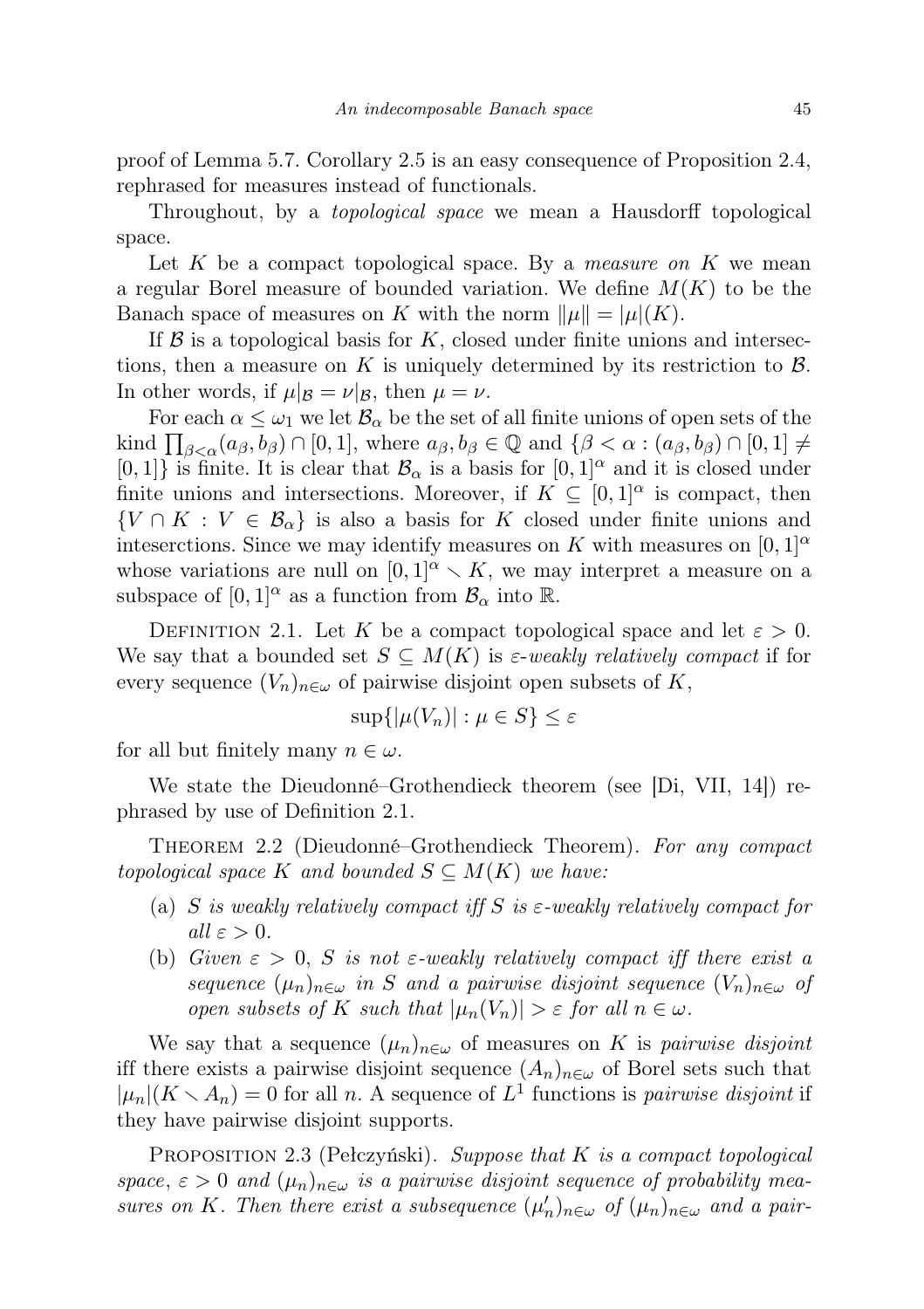proof of Lemma 5.7. Corollary 2.5 is an easy consequence of Proposition 2.4, rephrased for measures instead of functionals.

Throughout, by a *topological space* we mean a Hausdorff topological space.

Let $K$ be a compact topological space. By a *measure on* $K$ we mean a regular Borel measure of bounded variation. We define $M(K)$ to be the Banach space of measures on $K$ with the norm $\|\mu\| = |\mu|(K)$.

If $\mathcal{B}$ is a topological basis for $K$, closed under finite unions and intersections, then a measure on $K$ is uniquely determined by its restriction to $\mathcal{B}$. In other words, if $\mu|_{\mathcal{B}} = \nu|_{\mathcal{B}}$, then $\mu = \nu$.

For each $\alpha \leq \omega_1$ we let $\mathcal{B}_\alpha$ be the set of all finite unions of open sets of the kind $\prod_{\beta<\alpha}(a_\beta, b_\beta) \cap [0,1]$, where $a_\beta, b_\beta \in \mathbb{Q}$ and $\{\beta < \alpha : (a_\beta, b_\beta) \cap [0,1] \neq [0,1]\}$ is finite. It is clear that $\mathcal{B}_\alpha$ is a basis for $[0,1]^\alpha$ and it is closed under finite unions and intersections. Moreover, if $K \subseteq [0,1]^\alpha$ is compact, then $\{V \cap K : V \in \mathcal{B}_\alpha\}$ is also a basis for $K$ closed under finite unions and inteserctions. Since we may identify measures on $K$ with measures on $[0,1]^\alpha$ whose variations are null on $[0,1]^\alpha \setminus K$, we may interpret a measure on a subspace of $[0,1]^\alpha$ as a function from $\mathcal{B}_\alpha$ into $\mathbb{R}$.

Definition 2.1. Let $K$ be a compact topological space and let $\varepsilon > 0$. We say that a bounded set $S \subseteq M(K)$ is *$\varepsilon$-weakly relatively compact* if for every sequence $(V_n)_{n\in\omega}$ of pairwise disjoint open subsets of $K$,

$$\sup\{|\mu(V_n)| : \mu \in S\} \leq \varepsilon$$

for all but finitely many $n \in \omega$.

We state the Dieudonné–Grothendieck theorem (see [Di, VII, 14]) rephrased by use of Definition 2.1.

Theorem 2.2 (Dieudonné–Grothendieck Theorem). *For any compact topological space $K$ and bounded $S \subseteq M(K)$ we have:*

- (a) *$S$ is weakly relatively compact iff $S$ is $\varepsilon$-weakly relatively compact for all $\varepsilon > 0$.*
- (b) *Given $\varepsilon > 0$, $S$ is not $\varepsilon$-weakly relatively compact iff there exist a sequence $(\mu_n)_{n\in\omega}$ in $S$ and a pairwise disjoint sequence $(V_n)_{n\in\omega}$ of open subsets of $K$ such that $|\mu_n(V_n)| > \varepsilon$ for all $n \in \omega$.*

We say that a sequence $(\mu_n)_{n\in\omega}$ of measures on $K$ is *pairwise disjoint* iff there exists a pairwise disjoint sequence $(A_n)_{n\in\omega}$ of Borel sets such that $|\mu_n|(K \setminus A_n) = 0$ for all $n$. A sequence of $L^1$ functions is *pairwise disjoint* if they have pairwise disjoint supports.

Proposition 2.3 (Pełczyński). *Suppose that $K$ is a compact topological space, $\varepsilon > 0$ and $(\mu_n)_{n\in\omega}$ is a pairwise disjoint sequence of probability measures on $K$. Then there exist a subsequence $(\mu'_n)_{n\in\omega}$ of $(\mu_n)_{n\in\omega}$ and a pair-*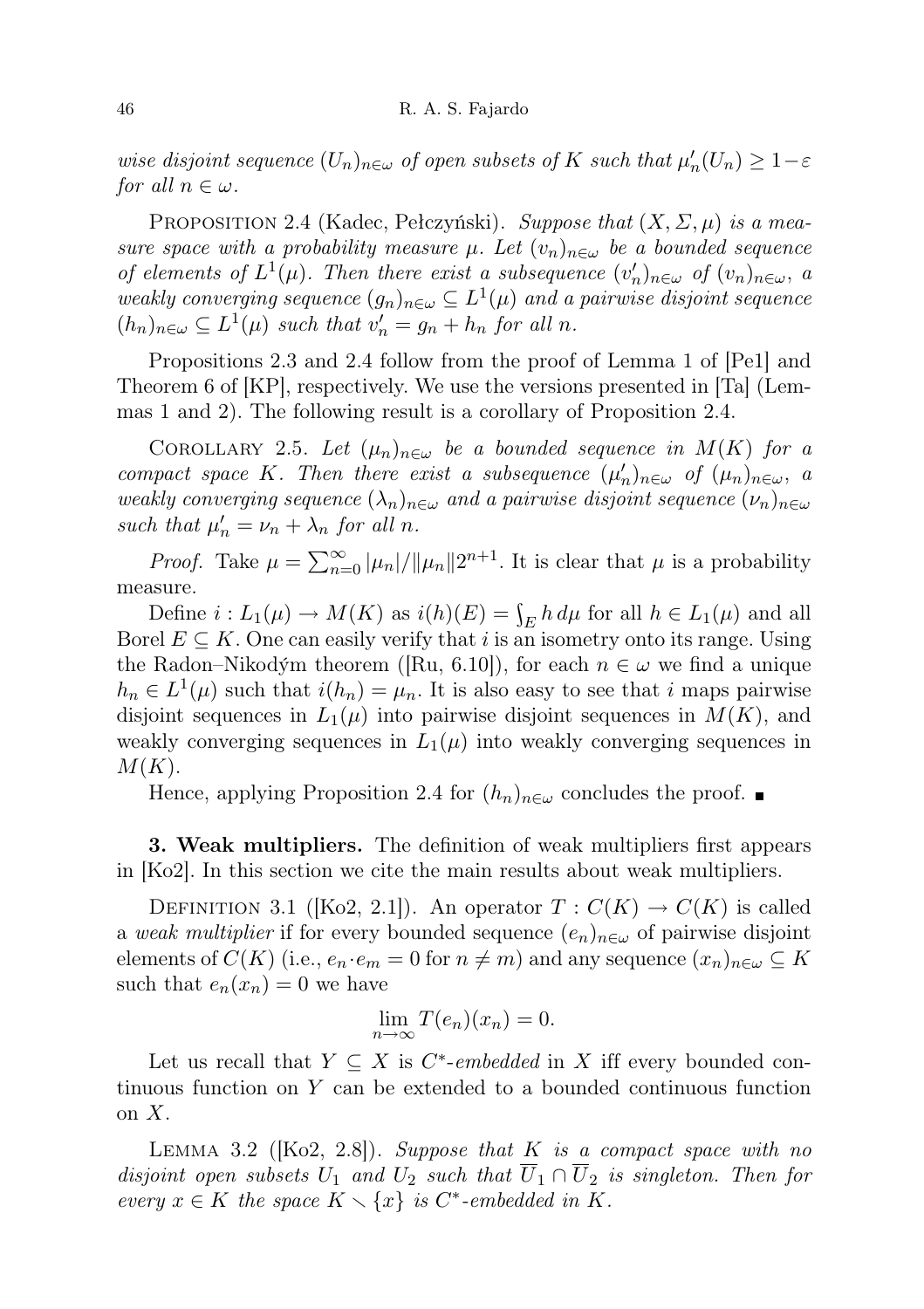*wise disjoint sequence $(U_n)_{n\in\omega}$ of open subsets of $K$ such that $\mu'_n(U_n) \geq 1-\varepsilon$ for all $n \in \omega$.*

PROPOSITION 2.4 (Kadec, Pełczyński). *Suppose that $(X, \Sigma, \mu)$ is a measure space with a probability measure $\mu$. Let $(v_n)_{n\in\omega}$ be a bounded sequence of elements of $L^1(\mu)$. Then there exist a subsequence $(v'_n)_{n\in\omega}$ of $(v_n)_{n\in\omega}$, a weakly converging sequence $(g_n)_{n\in\omega} \subseteq L^1(\mu)$ and a pairwise disjoint sequence $(h_n)_{n\in\omega} \subseteq L^1(\mu)$ such that $v'_n = g_n + h_n$ for all $n$.*

Propositions 2.3 and 2.4 follow from the proof of Lemma 1 of [Pe1] and Theorem 6 of [KP], respectively. We use the versions presented in [Ta] (Lemmas 1 and 2). The following result is a corollary of Proposition 2.4.

COROLLARY 2.5. *Let $(\mu_n)_{n\in\omega}$ be a bounded sequence in $M(K)$ for a compact space $K$. Then there exist a subsequence $(\mu'_n)_{n\in\omega}$ of $(\mu_n)_{n\in\omega}$, a weakly converging sequence $(\lambda_n)_{n\in\omega}$ and a pairwise disjoint sequence $(\nu_n)_{n\in\omega}$ such that $\mu'_n = \nu_n + \lambda_n$ for all $n$.*

*Proof.* Take $\mu = \sum_{n=0}^{\infty} |\mu_n|/\|\mu_n\|2^{n+1}$. It is clear that $\mu$ is a probability measure.

Define $i : L_1(\mu) \to M(K)$ as $i(h)(E) = \int_E h\, d\mu$ for all $h \in L_1(\mu)$ and all Borel $E \subseteq K$. One can easily verify that $i$ is an isometry onto its range. Using the Radon–Nikodým theorem ([Ru, 6.10]), for each $n \in \omega$ we find a unique $h_n \in L^1(\mu)$ such that $i(h_n) = \mu_n$. It is also easy to see that $i$ maps pairwise disjoint sequences in $L_1(\mu)$ into pairwise disjoint sequences in $M(K)$, and weakly converging sequences in $L_1(\mu)$ into weakly converging sequences in $M(K)$.

Hence, applying Proposition 2.4 for $(h_n)_{n\in\omega}$ concludes the proof. ∎

**3. Weak multipliers.** The definition of weak multipliers first appears in [Ko2]. In this section we cite the main results about weak multipliers.

DEFINITION 3.1 ([Ko2, 2.1]). An operator $T : C(K) \to C(K)$ is called a *weak multiplier* if for every bounded sequence $(e_n)_{n\in\omega}$ of pairwise disjoint elements of $C(K)$ (i.e., $e_n \cdot e_m = 0$ for $n \neq m$) and any sequence $(x_n)_{n\in\omega} \subseteq K$ such that $e_n(x_n) = 0$ we have

$$\lim_{n\to\infty} T(e_n)(x_n) = 0.$$

Let us recall that $Y \subseteq X$ is *$C^*$-embedded* in $X$ iff every bounded continuous function on $Y$ can be extended to a bounded continuous function on $X$.

LEMMA 3.2 ([Ko2, 2.8]). *Suppose that $K$ is a compact space with no disjoint open subsets $U_1$ and $U_2$ such that $\overline{U}_1 \cap \overline{U}_2$ is singleton. Then for every $x \in K$ the space $K \setminus \{x\}$ is $C^*$-embedded in $K$.*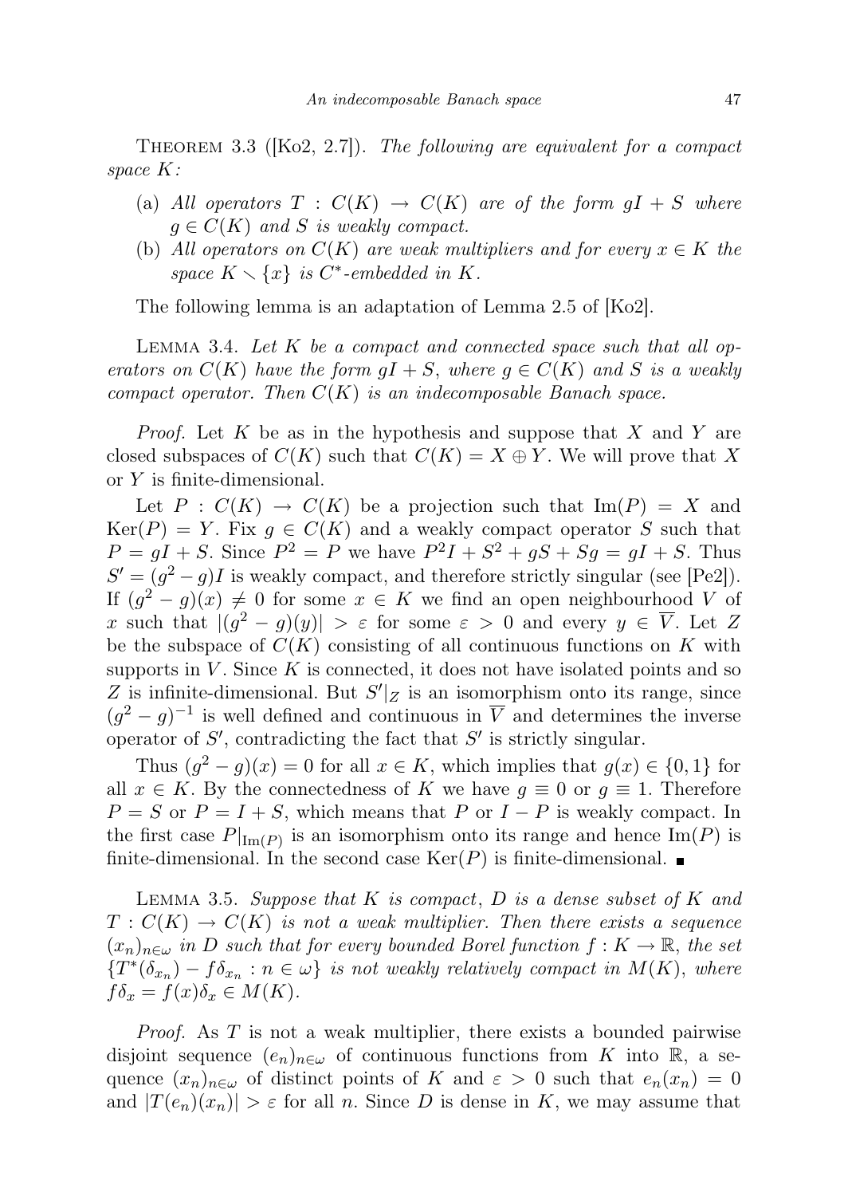Theorem 3.3 ([Ko2, 2.7]). *The following are equivalent for a compact space $K$:*

- (a) *All operators $T : C(K) \to C(K)$ are of the form $gI + S$ where $g \in C(K)$ and $S$ is weakly compact.*
- (b) *All operators on $C(K)$ are weak multipliers and for every $x \in K$ the space $K \setminus \{x\}$ is $C^*$-embedded in $K$.*

The following lemma is an adaptation of Lemma 2.5 of [Ko2].

Lemma 3.4. *Let $K$ be a compact and connected space such that all operators on $C(K)$ have the form $gI + S$, where $g \in C(K)$ and $S$ is a weakly compact operator. Then $C(K)$ is an indecomposable Banach space.*

*Proof.* Let $K$ be as in the hypothesis and suppose that $X$ and $Y$ are closed subspaces of $C(K)$ such that $C(K) = X \oplus Y$. We will prove that $X$ or $Y$ is finite-dimensional.

Let $P : C(K) \to C(K)$ be a projection such that $\mathrm{Im}(P) = X$ and $\mathrm{Ker}(P) = Y$. Fix $g \in C(K)$ and a weakly compact operator $S$ such that $P = gI + S$. Since $P^2 = P$ we have $P^2 I + S^2 + gS + Sg = gI + S$. Thus $S' = (g^2 - g)I$ is weakly compact, and therefore strictly singular (see [Pe2]). If $(g^2 - g)(x) \neq 0$ for some $x \in K$ we find an open neighbourhood $V$ of $x$ such that $|(g^2 - g)(y)| > \varepsilon$ for some $\varepsilon > 0$ and every $y \in \overline{V}$. Let $Z$ be the subspace of $C(K)$ consisting of all continuous functions on $K$ with supports in $V$. Since $K$ is connected, it does not have isolated points and so $Z$ is infinite-dimensional. But $S'|_Z$ is an isomorphism onto its range, since $(g^2 - g)^{-1}$ is well defined and continuous in $\overline{V}$ and determines the inverse operator of $S'$, contradicting the fact that $S'$ is strictly singular.

Thus $(g^2 - g)(x) = 0$ for all $x \in K$, which implies that $g(x) \in \{0, 1\}$ for all $x \in K$. By the connectedness of $K$ we have $g \equiv 0$ or $g \equiv 1$. Therefore $P = S$ or $P = I + S$, which means that $P$ or $I - P$ is weakly compact. In the first case $P|_{\mathrm{Im}(P)}$ is an isomorphism onto its range and hence $\mathrm{Im}(P)$ is finite-dimensional. In the second case $\mathrm{Ker}(P)$ is finite-dimensional. ∎

Lemma 3.5. *Suppose that $K$ is compact, $D$ is a dense subset of $K$ and $T : C(K) \to C(K)$ is not a weak multiplier. Then there exists a sequence $(x_n)_{n\in\omega}$ in $D$ such that for every bounded Borel function $f : K \to \mathbb{R}$, the set $\{T^*(\delta_{x_n}) - f\delta_{x_n} : n \in \omega\}$ is not weakly relatively compact in $M(K)$, where $f\delta_x = f(x)\delta_x \in M(K)$.*

*Proof.* As $T$ is not a weak multiplier, there exists a bounded pairwise disjoint sequence $(e_n)_{n\in\omega}$ of continuous functions from $K$ into $\mathbb{R}$, a sequence $(x_n)_{n\in\omega}$ of distinct points of $K$ and $\varepsilon > 0$ such that $e_n(x_n) = 0$ and $|T(e_n)(x_n)| > \varepsilon$ for all $n$. Since $D$ is dense in $K$, we may assume that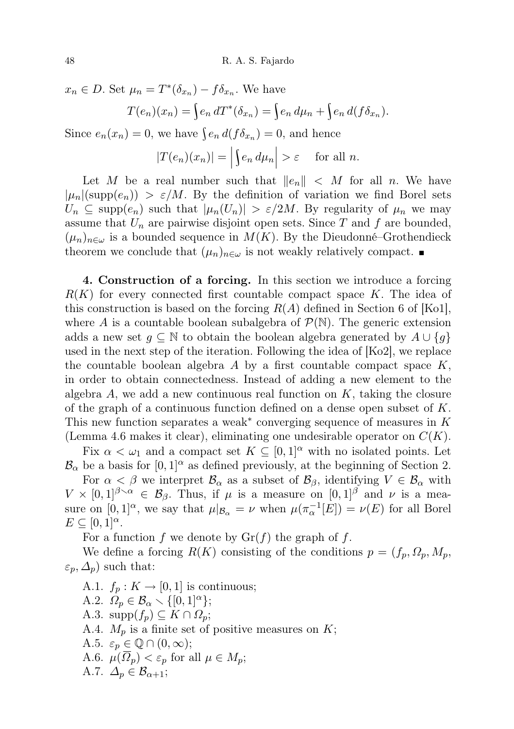$x_n \in D$. Set $\mu_n = T^*(\delta_{x_n}) - f\delta_{x_n}$. We have

$$T(e_n)(x_n) = \int e_n \, dT^*(\delta_{x_n}) = \int e_n \, d\mu_n + \int e_n \, d(f\delta_{x_n}).$$

Since $e_n(x_n) = 0$, we have $\int e_n \, d(f\delta_{x_n}) = 0$, and hence

$$|T(e_n)(x_n)| = \left| \int e_n \, d\mu_n \right| > \varepsilon \quad \text{for all } n.$$

Let $M$ be a real number such that $\|e_n\| < M$ for all $n$. We have $|\mu_n|(\operatorname{supp}(e_n)) > \varepsilon/M$. By the definition of variation we find Borel sets $U_n \subseteq \operatorname{supp}(e_n)$ such that $|\mu_n(U_n)| > \varepsilon/2M$. By regularity of $\mu_n$ we may assume that $U_n$ are pairwise disjoint open sets. Since $T$ and $f$ are bounded, $(\mu_n)_{n\in\omega}$ is a bounded sequence in $M(K)$. By the Dieudonné–Grothendieck theorem we conclude that $(\mu_n)_{n\in\omega}$ is not weakly relatively compact. ∎

**4. Construction of a forcing.** In this section we introduce a forcing $R(K)$ for every connected first countable compact space $K$. The idea of this construction is based on the forcing $R(A)$ defined in Section 6 of [Ko1], where $A$ is a countable boolean subalgebra of $\mathcal{P}(\mathbb{N})$. The generic extension adds a new set $g \subseteq \mathbb{N}$ to obtain the boolean algebra generated by $A \cup \{g\}$ used in the next step of the iteration. Following the idea of [Ko2], we replace the countable boolean algebra $A$ by a first countable compact space $K$, in order to obtain connectedness. Instead of adding a new element to the algebra $A$, we add a new continuous real function on $K$, taking the closure of the graph of a continuous function defined on a dense open subset of $K$. This new function separates a weak$^*$ converging sequence of measures in $K$ (Lemma 4.6 makes it clear), eliminating one undesirable operator on $C(K)$.

Fix $\alpha < \omega_1$ and a compact set $K \subseteq [0,1]^\alpha$ with no isolated points. Let $\mathcal{B}_\alpha$ be a basis for $[0,1]^\alpha$ as defined previously, at the beginning of Section 2.

For $\alpha < \beta$ we interpret $\mathcal{B}_\alpha$ as a subset of $\mathcal{B}_\beta$, identifying $V \in \mathcal{B}_\alpha$ with $V \times [0,1]^{\beta\setminus\alpha} \in \mathcal{B}_\beta$. Thus, if $\mu$ is a measure on $[0,1]^\beta$ and $\nu$ is a measure on $[0,1]^\alpha$, we say that $\mu|_{\mathcal{B}_\alpha} = \nu$ when $\mu(\pi_\alpha^{-1}[E]) = \nu(E)$ for all Borel $E \subseteq [0,1]^\alpha$.

For a function $f$ we denote by $\operatorname{Gr}(f)$ the graph of $f$.

We define a forcing $R(K)$ consisting of the conditions $p = (f_p, \Omega_p, M_p, \varepsilon_p, \Delta_p)$ such that:

A.1. $f_p : K \to [0,1]$ is continuous;
A.2. $\Omega_p \in \mathcal{B}_\alpha \setminus \{[0,1]^\alpha\}$;
A.3. $\operatorname{supp}(f_p) \subseteq K \cap \Omega_p$;
A.4. $M_p$ is a finite set of positive measures on $K$;
A.5. $\varepsilon_p \in \mathbb{Q} \cap (0,\infty)$;
A.6. $\mu(\overline{\Omega}_p) < \varepsilon_p$ for all $\mu \in M_p$;
A.7. $\Delta_p \in \mathcal{B}_{\alpha+1}$;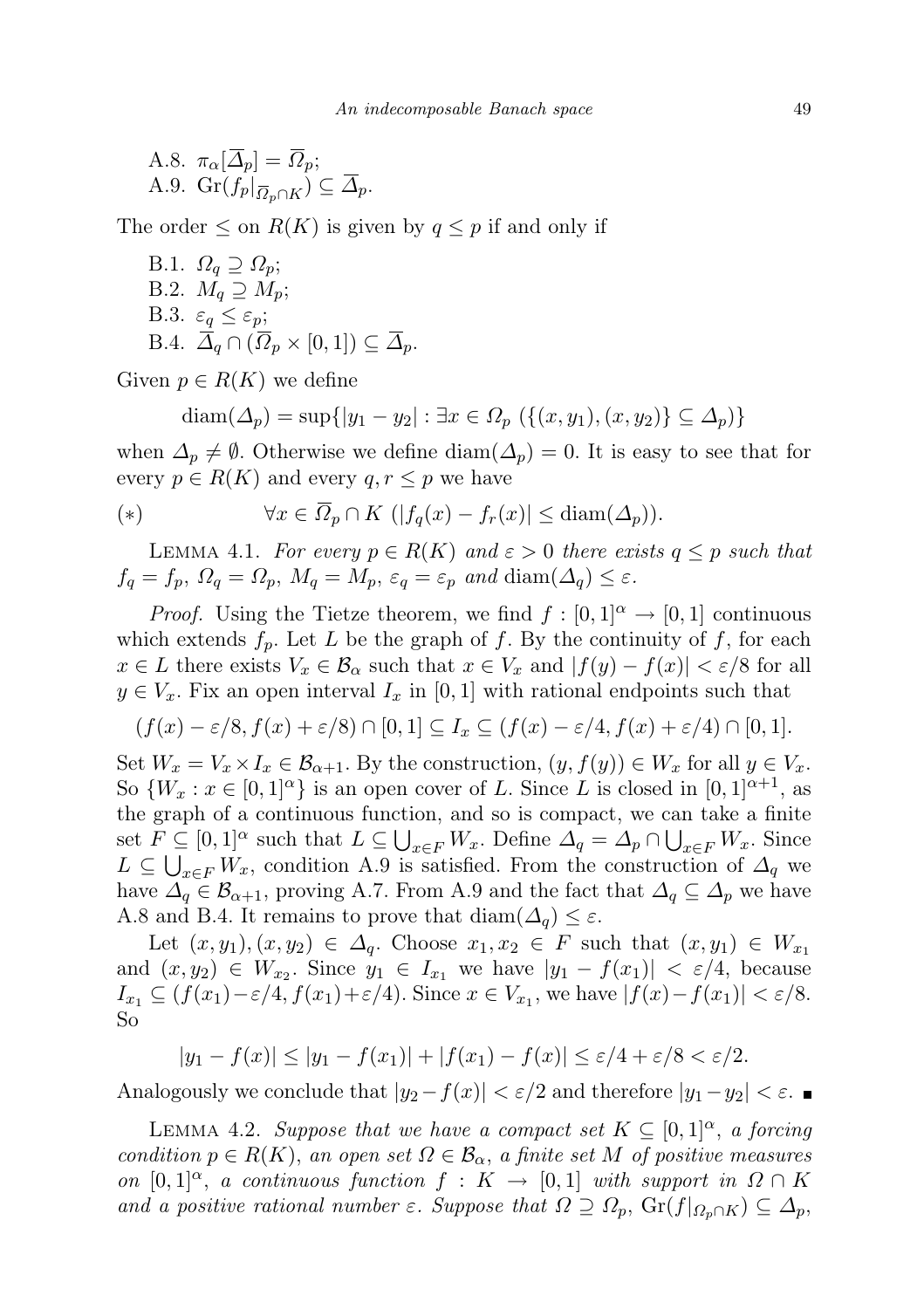A.8. $\pi_\alpha[\overline{\Delta}_p] = \overline{\Omega}_p$;

A.9. $\mathrm{Gr}(f_p|_{\overline{\Omega}_p \cap K}) \subseteq \overline{\Delta}_p$.

The order $\leq$ on $R(K)$ is given by $q \leq p$ if and only if

B.1. $\Omega_q \supseteq \Omega_p$;

B.2. $M_q \supseteq M_p$;

B.3. $\varepsilon_q \leq \varepsilon_p$;

B.4. $\overline{\Delta}_q \cap (\overline{\Omega}_p \times [0,1]) \subseteq \overline{\Delta}_p$.

Given $p \in R(K)$ we define

$$\mathrm{diam}(\Delta_p) = \sup\{|y_1 - y_2| : \exists x \in \Omega_p \ (\{(x, y_1), (x, y_2)\} \subseteq \Delta_p)\}$$

when $\Delta_p \neq \emptyset$. Otherwise we define $\mathrm{diam}(\Delta_p) = 0$. It is easy to see that for every $p \in R(K)$ and every $q, r \leq p$ we have

$$(*) \qquad \forall x \in \overline{\Omega}_p \cap K \ (|f_q(x) - f_r(x)| \leq \mathrm{diam}(\Delta_p)).$$

LEMMA 4.1. *For every $p \in R(K)$ and $\varepsilon > 0$ there exists $q \leq p$ such that $f_q = f_p$, $\Omega_q = \Omega_p$, $M_q = M_p$, $\varepsilon_q = \varepsilon_p$ and $\mathrm{diam}(\Delta_q) \leq \varepsilon$.*

*Proof.* Using the Tietze theorem, we find $f : [0,1]^\alpha \to [0,1]$ continuous which extends $f_p$. Let $L$ be the graph of $f$. By the continuity of $f$, for each $x \in L$ there exists $V_x \in \mathcal{B}_\alpha$ such that $x \in V_x$ and $|f(y) - f(x)| < \varepsilon/8$ for all $y \in V_x$. Fix an open interval $I_x$ in $[0,1]$ with rational endpoints such that

$$(f(x) - \varepsilon/8, f(x) + \varepsilon/8) \cap [0,1] \subseteq I_x \subseteq (f(x) - \varepsilon/4, f(x) + \varepsilon/4) \cap [0,1].$$

Set $W_x = V_x \times I_x \in \mathcal{B}_{\alpha+1}$. By the construction, $(y, f(y)) \in W_x$ for all $y \in V_x$. So $\{W_x : x \in [0,1]^\alpha\}$ is an open cover of $L$. Since $L$ is closed in $[0,1]^{\alpha+1}$, as the graph of a continuous function, and so is compact, we can take a finite set $F \subseteq [0,1]^\alpha$ such that $L \subseteq \bigcup_{x \in F} W_x$. Define $\Delta_q = \Delta_p \cap \bigcup_{x \in F} W_x$. Since $L \subseteq \bigcup_{x \in F} W_x$, condition A.9 is satisfied. From the construction of $\Delta_q$ we have $\Delta_q \in \mathcal{B}_{\alpha+1}$, proving A.7. From A.9 and the fact that $\Delta_q \subseteq \Delta_p$ we have A.8 and B.4. It remains to prove that $\mathrm{diam}(\Delta_q) \leq \varepsilon$.

Let $(x, y_1), (x, y_2) \in \Delta_q$. Choose $x_1, x_2 \in F$ such that $(x, y_1) \in W_{x_1}$ and $(x, y_2) \in W_{x_2}$. Since $y_1 \in I_{x_1}$ we have $|y_1 - f(x_1)| < \varepsilon/4$, because $I_{x_1} \subseteq (f(x_1) - \varepsilon/4, f(x_1) + \varepsilon/4)$. Since $x \in V_{x_1}$, we have $|f(x) - f(x_1)| < \varepsilon/8$. So

$$|y_1 - f(x)| \leq |y_1 - f(x_1)| + |f(x_1) - f(x)| \leq \varepsilon/4 + \varepsilon/8 < \varepsilon/2.$$

Analogously we conclude that $|y_2 - f(x)| < \varepsilon/2$ and therefore $|y_1 - y_2| < \varepsilon$. ∎

LEMMA 4.2. *Suppose that we have a compact set $K \subseteq [0,1]^\alpha$, a forcing condition $p \in R(K)$, an open set $\Omega \in \mathcal{B}_\alpha$, a finite set $M$ of positive measures on $[0,1]^\alpha$, a continuous function $f : K \to [0,1]$ with support in $\Omega \cap K$ and a positive rational number $\varepsilon$. Suppose that $\Omega \supseteq \Omega_p$, $\mathrm{Gr}(f|_{\Omega_p \cap K}) \subseteq \Delta_p$,*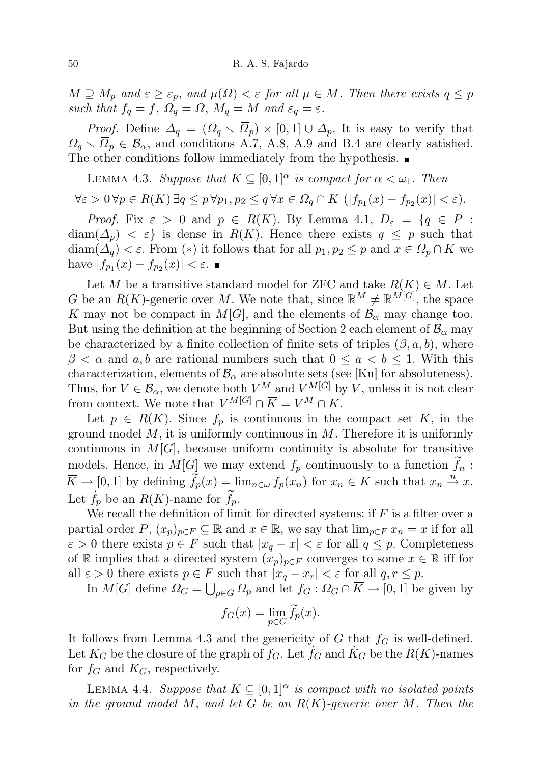*$M \supseteq M_p$ and $\varepsilon \geq \varepsilon_p$, and $\mu(\Omega) < \varepsilon$ for all $\mu \in M$. Then there exists $q \leq p$ such that $f_q = f$, $\Omega_q = \Omega$, $M_q = M$ and $\varepsilon_q = \varepsilon$.*

*Proof.* Define $\Delta_q = (\Omega_q \setminus \overline{\Omega}_p) \times [0,1] \cup \Delta_p$. It is easy to verify that $\Omega_q \setminus \overline{\Omega}_p \in \mathcal{B}_\alpha$, and conditions A.7, A.8, A.9 and B.4 are clearly satisfied. The other conditions follow immediately from the hypothesis. ∎

Lemma 4.3. *Suppose that $K \subseteq [0,1]^\alpha$ is compact for $\alpha < \omega_1$. Then*

$$\forall \varepsilon > 0\, \forall p \in R(K)\, \exists q \leq p\, \forall p_1, p_2 \leq q\, \forall x \in \Omega_q \cap K\ (|f_{p_1}(x) - f_{p_2}(x)| < \varepsilon).$$

*Proof.* Fix $\varepsilon > 0$ and $p \in R(K)$. By Lemma 4.1, $D_\varepsilon = \{q \in P : \operatorname{diam}(\Delta_p) < \varepsilon\}$ is dense in $R(K)$. Hence there exists $q \leq p$ such that $\operatorname{diam}(\Delta_q) < \varepsilon$. From $(*)$ it follows that for all $p_1, p_2 \leq p$ and $x \in \Omega_p \cap K$ we have $|f_{p_1}(x) - f_{p_2}(x)| < \varepsilon$. ∎

Let $M$ be a transitive standard model for ZFC and take $R(K) \in M$. Let $G$ be an $R(K)$-generic over $M$. We note that, since $\mathbb{R}^M \neq \mathbb{R}^{M[G]}$, the space $K$ may not be compact in $M[G]$, and the elements of $\mathcal{B}_\alpha$ may change too. But using the definition at the beginning of Section 2 each element of $\mathcal{B}_\alpha$ may be characterized by a finite collection of finite sets of triples $(\beta, a, b)$, where $\beta < \alpha$ and $a, b$ are rational numbers such that $0 \leq a < b \leq 1$. With this characterization, elements of $\mathcal{B}_\alpha$ are absolute sets (see [Ku] for absoluteness). Thus, for $V \in \mathcal{B}_\alpha$, we denote both $V^M$ and $V^{M[G]}$ by $V$, unless it is not clear from context. We note that $V^{M[G]} \cap \overline{K} = V^M \cap K$.

Let $p \in R(K)$. Since $f_p$ is continuous in the compact set $K$, in the ground model $M$, it is uniformly continuous in $M$. Therefore it is uniformly continuous in $M[G]$, because uniform continuity is absolute for transitive models. Hence, in $M[G]$ we may extend $f_p$ continuously to a function $\widetilde{f}_n : \overline{K} \to [0,1]$ by defining $\widetilde{f}_p(x) = \lim_{n \in \omega} f_p(x_n)$ for $x_n \in K$ such that $x_n \xrightarrow{n} x$. Let $\dot{f}_p$ be an $R(K)$-name for $\widetilde{f}_p$.

We recall the definition of limit for directed systems: if $F$ is a filter over a partial order $P$, $(x_p)_{p \in F} \subseteq \mathbb{R}$ and $x \in \mathbb{R}$, we say that $\lim_{p \in F} x_n = x$ if for all $\varepsilon > 0$ there exists $p \in F$ such that $|x_q - x| < \varepsilon$ for all $q \leq p$. Completeness of $\mathbb{R}$ implies that a directed system $(x_p)_{p \in F}$ converges to some $x \in \mathbb{R}$ iff for all $\varepsilon > 0$ there exists $p \in F$ such that $|x_q - x_r| < \varepsilon$ for all $q, r \leq p$.

In $M[G]$ define $\Omega_G = \bigcup_{p \in G} \Omega_p$ and let $f_G : \Omega_G \cap \overline{K} \to [0,1]$ be given by

$$f_G(x) = \lim_{p \in G} \widetilde{f}_p(x).$$

It follows from Lemma 4.3 and the genericity of $G$ that $f_G$ is well-defined. Let $K_G$ be the closure of the graph of $f_G$. Let $\dot{f}_G$ and $\dot{K}_G$ be the $R(K)$-names for $f_G$ and $K_G$, respectively.

Lemma 4.4. *Suppose that $K \subseteq [0,1]^\alpha$ is compact with no isolated points in the ground model $M$, and let $G$ be an $R(K)$-generic over $M$. Then the*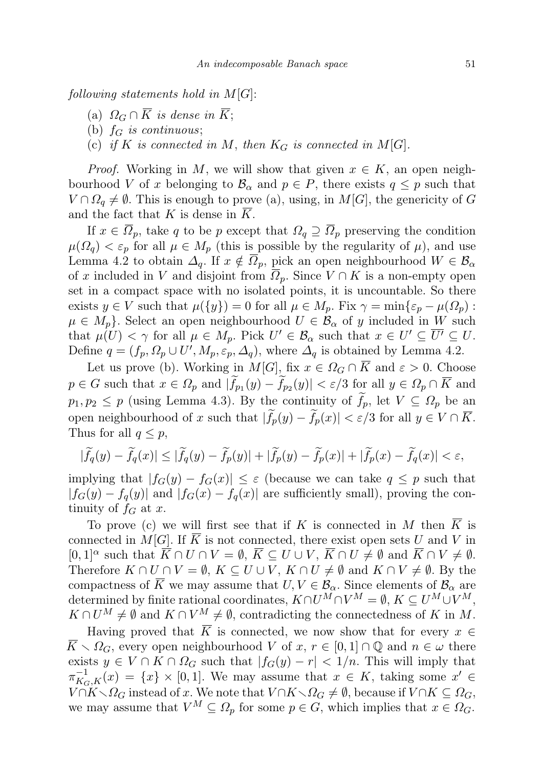*following statements hold in $M[G]$*:

(a) $\Omega_G \cap \overline{K}$ *is dense in* $\overline{K}$;

(b) $f_G$ *is continuous*;

(c) *if* $K$ *is connected in* $M$, *then* $K_G$ *is connected in* $M[G]$.

*Proof.* Working in $M$, we will show that given $x \in K$, an open neighbourhood $V$ of $x$ belonging to $\mathcal{B}_\alpha$ and $p \in P$, there exists $q \leq p$ such that $V \cap \Omega_q \neq \emptyset$. This is enough to prove (a), using, in $M[G]$, the genericity of $G$ and the fact that $K$ is dense in $\overline{K}$.

If $x \in \overline{\Omega}_p$, take $q$ to be $p$ except that $\Omega_q \supseteq \overline{\Omega}_p$ preserving the condition $\mu(\Omega_q) < \varepsilon_p$ for all $\mu \in M_p$ (this is possible by the regularity of $\mu$), and use Lemma 4.2 to obtain $\Delta_q$. If $x \notin \overline{\Omega}_p$, pick an open neighbourhood $W \in \mathcal{B}_\alpha$ of $x$ included in $V$ and disjoint from $\overline{\Omega}_p$. Since $V \cap K$ is a non-empty open set in a compact space with no isolated points, it is uncountable. So there exists $y \in V$ such that $\mu(\{y\}) = 0$ for all $\mu \in M_p$. Fix $\gamma = \min\{\varepsilon_p - \mu(\Omega_p) : \mu \in M_p\}$. Select an open neighbourhood $U \in \mathcal{B}_\alpha$ of $y$ included in $W$ such that $\mu(U) < \gamma$ for all $\mu \in M_p$. Pick $U' \in \mathcal{B}_\alpha$ such that $x \in U' \subseteq \overline{U'} \subseteq U$. Define $q = (f_p, \Omega_p \cup U', M_p, \varepsilon_p, \Delta_q)$, where $\Delta_q$ is obtained by Lemma 4.2.

Let us prove (b). Working in $M[G]$, fix $x \in \Omega_G \cap \overline{K}$ and $\varepsilon > 0$. Choose $p \in G$ such that $x \in \Omega_p$ and $|\widetilde{f}_{p_1}(y) - \widetilde{f}_{p_2}(y)| < \varepsilon/3$ for all $y \in \Omega_p \cap \overline{K}$ and $p_1, p_2 \leq p$ (using Lemma 4.3). By the continuity of $\widetilde{f}_p$, let $V \subseteq \Omega_p$ be an open neighbourhood of $x$ such that $|\widetilde{f}_p(y) - \widetilde{f}_p(x)| < \varepsilon/3$ for all $y \in V \cap \overline{K}$. Thus for all $q \leq p$,

$$|\widetilde{f}_q(y) - \widetilde{f}_q(x)| \leq |\widetilde{f}_q(y) - \widetilde{f}_p(y)| + |\widetilde{f}_p(y) - \widetilde{f}_p(x)| + |\widetilde{f}_p(x) - \widetilde{f}_q(x)| < \varepsilon,$$

implying that $|f_G(y) - f_G(x)| \leq \varepsilon$ (because we can take $q \leq p$ such that $|f_G(y) - f_q(y)|$ and $|f_G(x) - f_q(x)|$ are sufficiently small), proving the continuity of $f_G$ at $x$.

To prove (c) we will first see that if $K$ is connected in $M$ then $\overline{K}$ is connected in $M[G]$. If $\overline{K}$ is not connected, there exist open sets $U$ and $V$ in $[0,1]^\alpha$ such that $\overline{K} \cap U \cap V = \emptyset$, $\overline{K} \subseteq U \cup V$, $\overline{K} \cap U \neq \emptyset$ and $\overline{K} \cap V \neq \emptyset$. Therefore $K \cap U \cap V = \emptyset$, $K \subseteq U \cup V$, $K \cap U \neq \emptyset$ and $K \cap V \neq \emptyset$. By the compactness of $\overline{K}$ we may assume that $U, V \in \mathcal{B}_\alpha$. Since elements of $\mathcal{B}_\alpha$ are determined by finite rational coordinates, $K \cap U^M \cap V^M = \emptyset$, $K \subseteq U^M \cup V^M$, $K \cap U^M \neq \emptyset$ and $K \cap V^M \neq \emptyset$, contradicting the connectedness of $K$ in $M$.

Having proved that $\overline{K}$ is connected, we now show that for every $x \in \overline{K} \setminus \Omega_G$, every open neighbourhood $V$ of $x$, $r \in [0,1] \cap \mathbb{Q}$ and $n \in \omega$ there exists $y \in V \cap K \cap \Omega_G$ such that $|f_G(y) - r| < 1/n$. This will imply that $\pi^{-1}_{K_G,K}(x) = \{x\} \times [0,1]$. We may assume that $x \in K$, taking some $x' \in V \cap K \setminus \Omega_G$ instead of $x$. We note that $V \cap K \setminus \Omega_G \neq \emptyset$, because if $V \cap K \subseteq \Omega_G$, we may assume that $V^M \subseteq \Omega_p$ for some $p \in G$, which implies that $x \in \Omega_G$.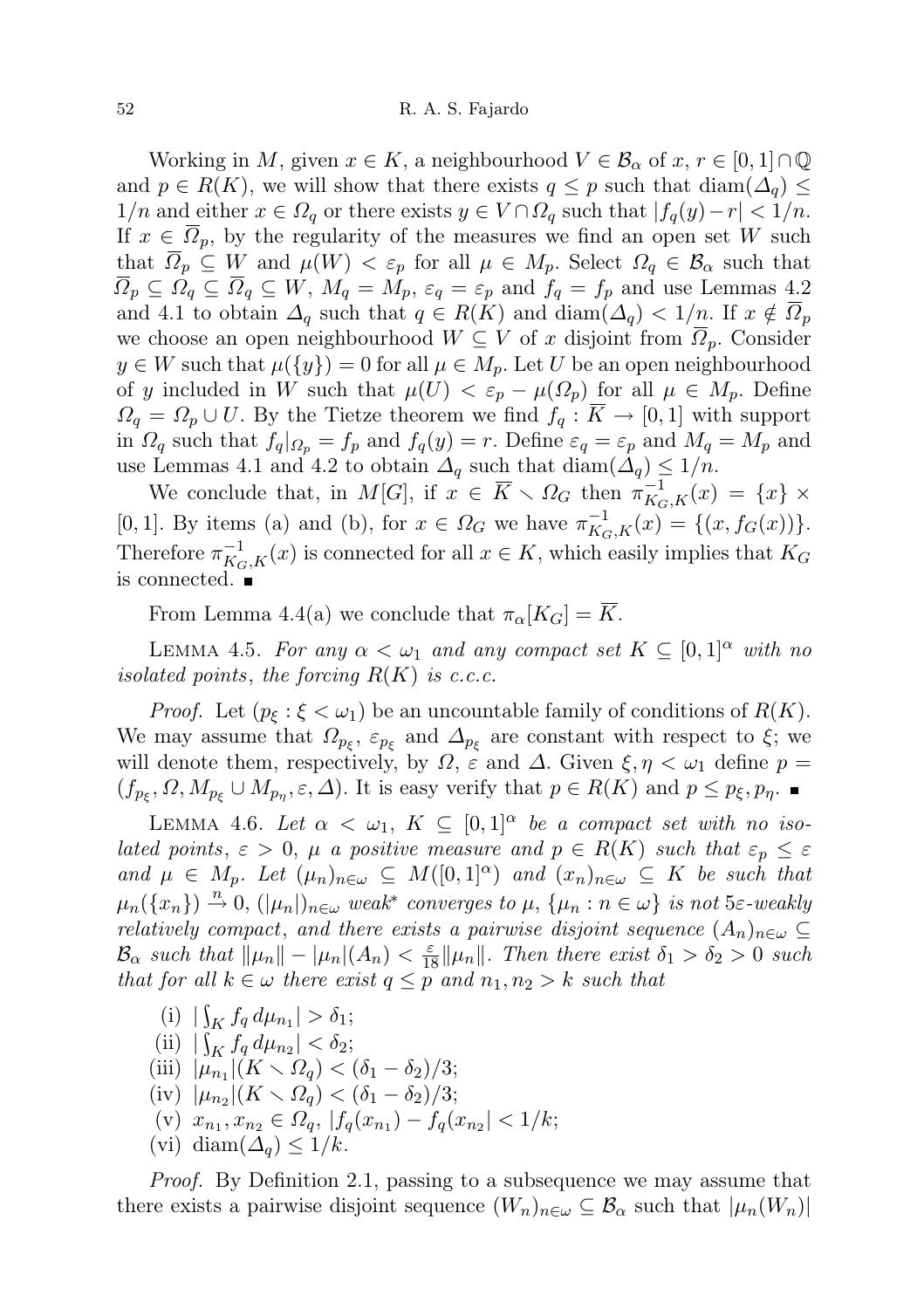Working in $M$, given $x \in K$, a neighbourhood $V \in \mathcal{B}_\alpha$ of $x$, $r \in [0,1] \cap \mathbb{Q}$ and $p \in R(K)$, we will show that there exists $q \leq p$ such that $\operatorname{diam}(\Delta_q) \leq 1/n$ and either $x \in \Omega_q$ or there exists $y \in V \cap \Omega_q$ such that $|f_q(y) - r| < 1/n$. If $x \in \overline{\Omega}_p$, by the regularity of the measures we find an open set $W$ such that $\overline{\Omega}_p \subseteq W$ and $\mu(W) < \varepsilon_p$ for all $\mu \in M_p$. Select $\Omega_q \in \mathcal{B}_\alpha$ such that $\overline{\Omega}_p \subseteq \Omega_q \subseteq \overline{\Omega}_q \subseteq W$, $M_q = M_p$, $\varepsilon_q = \varepsilon_p$ and $f_q = f_p$ and use Lemmas 4.2 and 4.1 to obtain $\Delta_q$ such that $q \in R(K)$ and $\operatorname{diam}(\Delta_q) < 1/n$. If $x \notin \overline{\Omega}_p$ we choose an open neighbourhood $W \subseteq V$ of $x$ disjoint from $\overline{\Omega}_p$. Consider $y \in W$ such that $\mu(\{y\}) = 0$ for all $\mu \in M_p$. Let $U$ be an open neighbourhood of $y$ included in $W$ such that $\mu(U) < \varepsilon_p - \mu(\Omega_p)$ for all $\mu \in M_p$. Define $\Omega_q = \Omega_p \cup U$. By the Tietze theorem we find $f_q : \overline{K} \to [0,1]$ with support in $\Omega_q$ such that $f_q|_{\Omega_p} = f_p$ and $f_q(y) = r$. Define $\varepsilon_q = \varepsilon_p$ and $M_q = M_p$ and use Lemmas 4.1 and 4.2 to obtain $\Delta_q$ such that $\operatorname{diam}(\Delta_q) \leq 1/n$.

We conclude that, in $M[G]$, if $x \in \overline{K} \setminus \Omega_G$ then $\pi^{-1}_{K_G,K}(x) = \{x\} \times [0,1]$. By items (a) and (b), for $x \in \Omega_G$ we have $\pi^{-1}_{K_G,K}(x) = \{(x, f_G(x))\}$. Therefore $\pi^{-1}_{K_G,K}(x)$ is connected for all $x \in K$, which easily implies that $K_G$ is connected. ∎

From Lemma 4.4(a) we conclude that $\pi_\alpha[K_G] = \overline{K}$.

Lemma 4.5. *For any $\alpha < \omega_1$ and any compact set $K \subseteq [0,1]^\alpha$ with no isolated points, the forcing $R(K)$ is c.c.c.*

*Proof.* Let $(p_\xi : \xi < \omega_1)$ be an uncountable family of conditions of $R(K)$. We may assume that $\Omega_{p_\xi}$, $\varepsilon_{p_\xi}$ and $\Delta_{p_\xi}$ are constant with respect to $\xi$; we will denote them, respectively, by $\Omega$, $\varepsilon$ and $\Delta$. Given $\xi, \eta < \omega_1$ define $p = (f_{p_\xi}, \Omega, M_{p_\xi} \cup M_{p_\eta}, \varepsilon, \Delta)$. It is easy verify that $p \in R(K)$ and $p \leq p_\xi, p_\eta$. ∎

Lemma 4.6. *Let $\alpha < \omega_1$, $K \subseteq [0,1]^\alpha$ be a compact set with no isolated points, $\varepsilon > 0$, $\mu$ a positive measure and $p \in R(K)$ such that $\varepsilon_p \leq \varepsilon$ and $\mu \in M_p$. Let $(\mu_n)_{n\in\omega} \subseteq M([0,1]^\alpha)$ and $(x_n)_{n\in\omega} \subseteq K$ be such that $\mu_n(\{x_n\}) \xrightarrow{n} 0$, $(|\mu_n|)_{n\in\omega}$ weak\* converges to $\mu$, $\{\mu_n : n \in \omega\}$ is not $5\varepsilon$-weakly relatively compact, and there exists a pairwise disjoint sequence $(A_n)_{n\in\omega} \subseteq \mathcal{B}_\alpha$ such that $\|\mu_n\| - |\mu_n|(A_n) < \frac{\varepsilon}{18}\|\mu_n\|$. Then there exist $\delta_1 > \delta_2 > 0$ such that for all $k \in \omega$ there exist $q \leq p$ and $n_1, n_2 > k$ such that*

- (i) $|\int_K f_q \, d\mu_{n_1}| > \delta_1$;
- (ii) $|\int_K f_q \, d\mu_{n_2}| < \delta_2$;
- (iii) $|\mu_{n_1}|(K \setminus \Omega_q) < (\delta_1 - \delta_2)/3$;
- (iv) $|\mu_{n_2}|(K \setminus \Omega_q) < (\delta_1 - \delta_2)/3$;
- (v) $x_{n_1}, x_{n_2} \in \Omega_q$, $|f_q(x_{n_1}) - f_q(x_{n_2}| < 1/k$;
- (vi) $\operatorname{diam}(\Delta_q) \leq 1/k$.

*Proof.* By Definition 2.1, passing to a subsequence we may assume that there exists a pairwise disjoint sequence $(W_n)_{n\in\omega} \subseteq \mathcal{B}_\alpha$ such that $|\mu_n(W_n)|$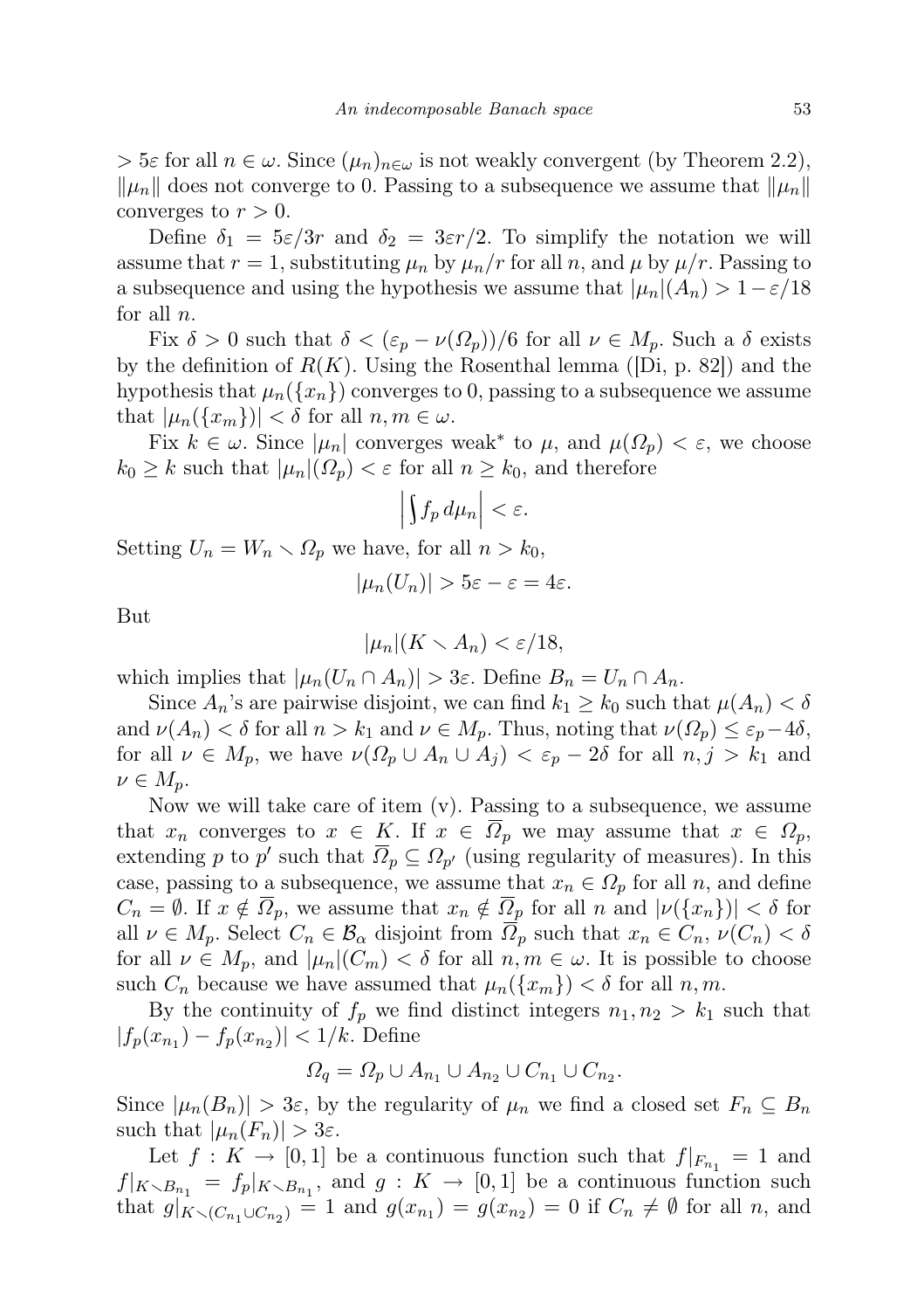$> 5\varepsilon$ for all $n \in \omega$. Since $(\mu_n)_{n\in\omega}$ is not weakly convergent (by Theorem 2.2), $\|\mu_n\|$ does not converge to 0. Passing to a subsequence we assume that $\|\mu_n\|$ converges to $r > 0$.

Define $\delta_1 = 5\varepsilon/3r$ and $\delta_2 = 3\varepsilon r/2$. To simplify the notation we will assume that $r = 1$, substituting $\mu_n$ by $\mu_n/r$ for all $n$, and $\mu$ by $\mu/r$. Passing to a subsequence and using the hypothesis we assume that $|\mu_n|(A_n) > 1 - \varepsilon/18$ for all $n$.

Fix $\delta > 0$ such that $\delta < (\varepsilon_p - \nu(\Omega_p))/6$ for all $\nu \in M_p$. Such a $\delta$ exists by the definition of $R(K)$. Using the Rosenthal lemma ([Di, p. 82]) and the hypothesis that $\mu_n(\{x_n\})$ converges to 0, passing to a subsequence we assume that $|\mu_n(\{x_m\})| < \delta$ for all $n, m \in \omega$.

Fix $k \in \omega$. Since $|\mu_n|$ converges weak* to $\mu$, and $\mu(\Omega_p) < \varepsilon$, we choose $k_0 \geq k$ such that $|\mu_n|(\Omega_p) < \varepsilon$ for all $n \geq k_0$, and therefore

$$\left| \int f_p \, d\mu_n \right| < \varepsilon.$$

Setting $U_n = W_n \setminus \Omega_p$ we have, for all $n > k_0$,

$$|\mu_n(U_n)| > 5\varepsilon - \varepsilon = 4\varepsilon.$$

But

$$|\mu_n|(K \setminus A_n) < \varepsilon/18,$$

which implies that $|\mu_n(U_n \cap A_n)| > 3\varepsilon$. Define $B_n = U_n \cap A_n$.

Since $A_n$'s are pairwise disjoint, we can find $k_1 \geq k_0$ such that $\mu(A_n) < \delta$ and $\nu(A_n) < \delta$ for all $n > k_1$ and $\nu \in M_p$. Thus, noting that $\nu(\Omega_p) \leq \varepsilon_p - 4\delta$, for all $\nu \in M_p$, we have $\nu(\Omega_p \cup A_n \cup A_j) < \varepsilon_p - 2\delta$ for all $n, j > k_1$ and $\nu \in M_p$.

Now we will take care of item (v). Passing to a subsequence, we assume that $x_n$ converges to $x \in K$. If $x \in \overline{\Omega}_p$ we may assume that $x \in \Omega_p$, extending $p$ to $p'$ such that $\overline{\Omega}_p \subseteq \Omega_{p'}$ (using regularity of measures). In this case, passing to a subsequence, we assume that $x_n \in \Omega_p$ for all $n$, and define $C_n = \emptyset$. If $x \notin \overline{\Omega}_p$, we assume that $x_n \notin \overline{\Omega}_p$ for all $n$ and $|\nu(\{x_n\})| < \delta$ for all $\nu \in M_p$. Select $C_n \in \mathcal{B}_\alpha$ disjoint from $\overline{\Omega}_p$ such that $x_n \in C_n$, $\nu(C_n) < \delta$ for all $\nu \in M_p$, and $|\mu_n|(C_m) < \delta$ for all $n, m \in \omega$. It is possible to choose such $C_n$ because we have assumed that $\mu_n(\{x_m\}) < \delta$ for all $n, m$.

By the continuity of $f_p$ we find distinct integers $n_1, n_2 > k_1$ such that $|f_p(x_{n_1}) - f_p(x_{n_2})| < 1/k$. Define

$$\Omega_q = \Omega_p \cup A_{n_1} \cup A_{n_2} \cup C_{n_1} \cup C_{n_2}.$$

Since $|\mu_n(B_n)| > 3\varepsilon$, by the regularity of $\mu_n$ we find a closed set $F_n \subseteq B_n$ such that $|\mu_n(F_n)| > 3\varepsilon$.

Let $f : K \to [0, 1]$ be a continuous function such that $f|_{F_{n_1}} = 1$ and $f|_{K \setminus B_{n_1}} = f_p|_{K \setminus B_{n_1}}$, and $g : K \to [0, 1]$ be a continuous function such that $g|_{K \setminus (C_{n_1} \cup C_{n_2})} = 1$ and $g(x_{n_1}) = g(x_{n_2}) = 0$ if $C_n \neq \emptyset$ for all $n$, and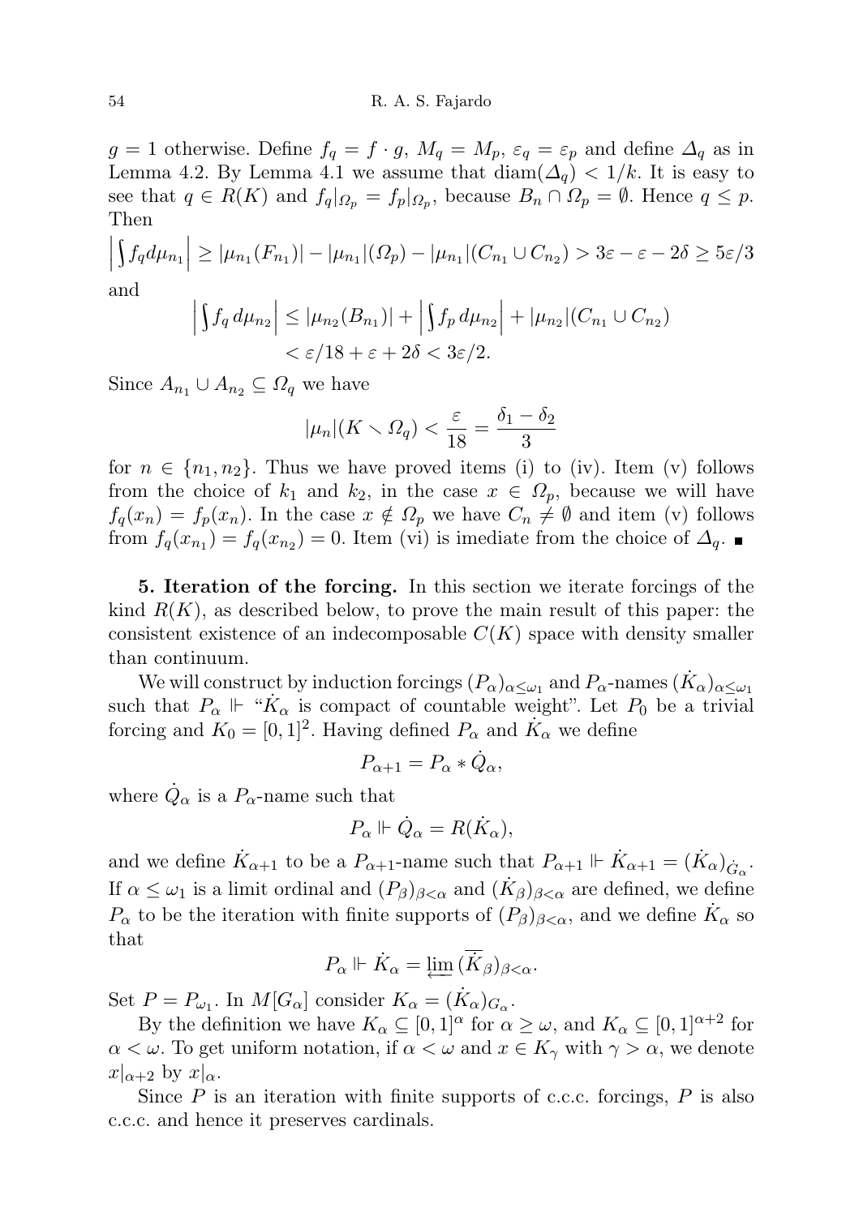$g = 1$ otherwise. Define $f_q = f \cdot g$, $M_q = M_p$, $\varepsilon_q = \varepsilon_p$ and define $\Delta_q$ as in Lemma 4.2. By Lemma 4.1 we assume that $\operatorname{diam}(\Delta_q) < 1/k$. It is easy to see that $q \in R(K)$ and $f_q|_{\Omega_p} = f_p|_{\Omega_p}$, because $B_n \cap \Omega_p = \emptyset$. Hence $q \leq p$. Then

$$\Big|\int f_q d\mu_{n_1}\Big| \geq |\mu_{n_1}(F_{n_1})| - |\mu_{n_1}|(\Omega_p) - |\mu_{n_1}|(C_{n_1} \cup C_{n_2}) > 3\varepsilon - \varepsilon - 2\delta \geq 5\varepsilon/3$$

and

$$\begin{aligned}\Big|\int f_q \, d\mu_{n_2}\Big| &\leq |\mu_{n_2}(B_{n_1})| + \Big|\int f_p \, d\mu_{n_2}\Big| + |\mu_{n_2}|(C_{n_1} \cup C_{n_2}) \\ &< \varepsilon/18 + \varepsilon + 2\delta < 3\varepsilon/2.\end{aligned}$$

Since $A_{n_1} \cup A_{n_2} \subseteq \Omega_q$ we have

$$|\mu_n|(K \smallsetminus \Omega_q) < \frac{\varepsilon}{18} = \frac{\delta_1 - \delta_2}{3}$$

for $n \in \{n_1, n_2\}$. Thus we have proved items (i) to (iv). Item (v) follows from the choice of $k_1$ and $k_2$, in the case $x \in \Omega_p$, because we will have $f_q(x_n) = f_p(x_n)$. In the case $x \notin \Omega_p$ we have $C_n \neq \emptyset$ and item (v) follows from $f_q(x_{n_1}) = f_q(x_{n_2}) = 0$. Item (vi) is imediate from the choice of $\Delta_q$. ∎

**5. Iteration of the forcing.** In this section we iterate forcings of the kind $R(K)$, as described below, to prove the main result of this paper: the consistent existence of an indecomposable $C(K)$ space with density smaller than continuum.

We will construct by induction forcings $(P_\alpha)_{\alpha \leq \omega_1}$ and $P_\alpha$-names $(\dot{K}_\alpha)_{\alpha \leq \omega_1}$ such that $P_\alpha \Vdash$ "$\dot{K}_\alpha$ is compact of countable weight". Let $P_0$ be a trivial forcing and $K_0 = [0,1]^2$. Having defined $P_\alpha$ and $\dot{K}_\alpha$ we define

$$P_{\alpha+1} = P_\alpha * \dot{Q}_\alpha,$$

where $\dot{Q}_\alpha$ is a $P_\alpha$-name such that

$$P_\alpha \Vdash \dot{Q}_\alpha = R(\dot{K}_\alpha),$$

and we define $\dot{K}_{\alpha+1}$ to be a $P_{\alpha+1}$-name such that $P_{\alpha+1} \Vdash \dot{K}_{\alpha+1} = (\dot{K}_\alpha)_{\dot{G}_\alpha}$. If $\alpha \leq \omega_1$ is a limit ordinal and $(P_\beta)_{\beta<\alpha}$ and $(\dot{K}_\beta)_{\beta<\alpha}$ are defined, we define $P_\alpha$ to be the iteration with finite supports of $(P_\beta)_{\beta<\alpha}$, and we define $\dot{K}_\alpha$ so that

$$P_\alpha \Vdash \dot{K}_\alpha = \varprojlim (\overline{\dot{K}_\beta})_{\beta<\alpha}.$$

Set $P = P_{\omega_1}$. In $M[G_\alpha]$ consider $K_\alpha = (\dot{K}_\alpha)_{G_\alpha}$.

By the definition we have $K_\alpha \subseteq [0,1]^\alpha$ for $\alpha \geq \omega$, and $K_\alpha \subseteq [0,1]^{\alpha+2}$ for $\alpha < \omega$. To get uniform notation, if $\alpha < \omega$ and $x \in K_\gamma$ with $\gamma > \alpha$, we denote $x|_{\alpha+2}$ by $x|_\alpha$.

Since $P$ is an iteration with finite supports of c.c.c. forcings, $P$ is also c.c.c. and hence it preserves cardinals.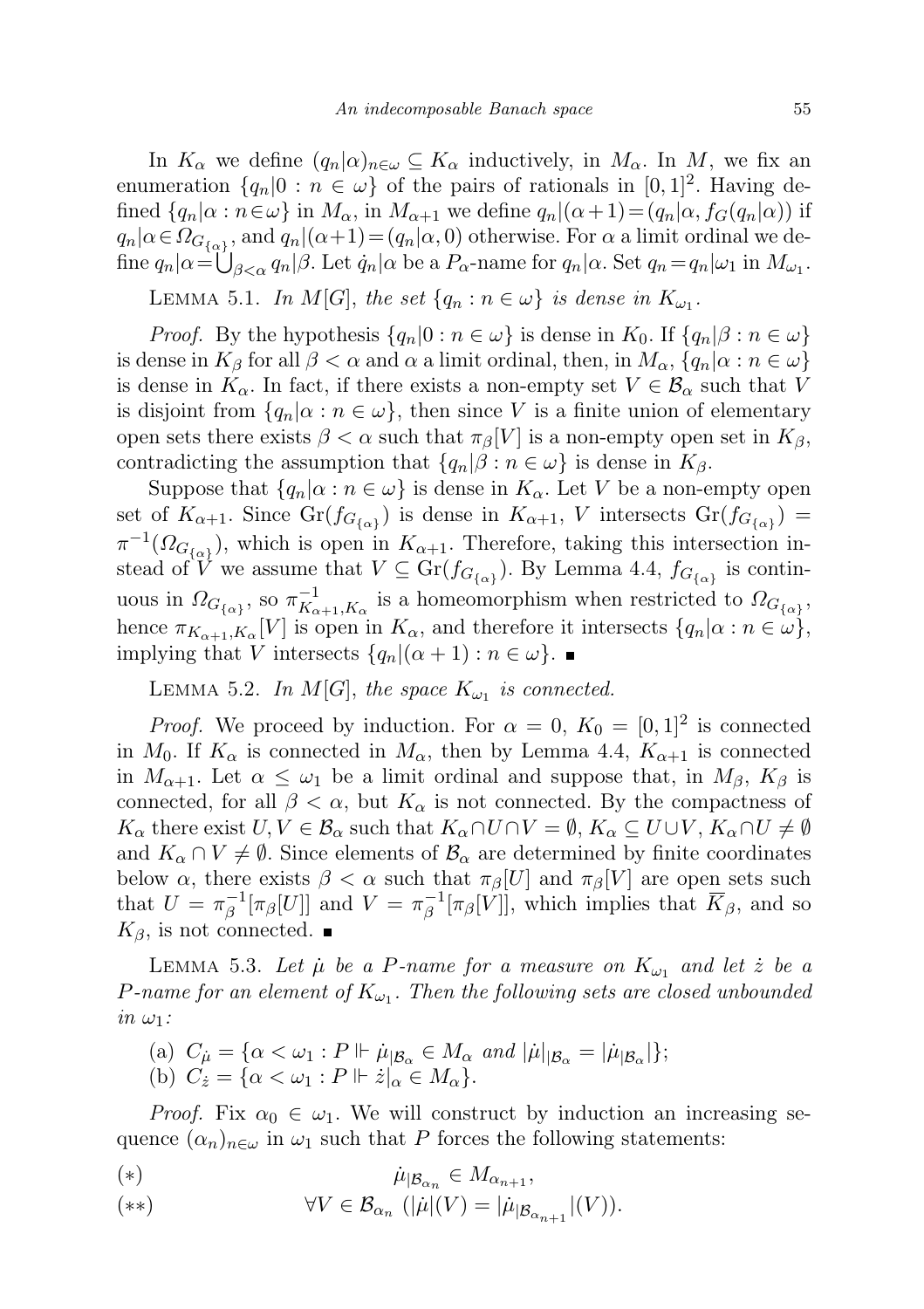In $K_\alpha$ we define $(q_n|\alpha)_{n\in\omega} \subseteq K_\alpha$ inductively, in $M_\alpha$. In $M$, we fix an enumeration $\{q_n|0 : n \in \omega\}$ of the pairs of rationals in $[0,1]^2$. Having defined $\{q_n|\alpha : n\in\omega\}$ in $M_\alpha$, in $M_{\alpha+1}$ we define $q_n|(\alpha+1) = (q_n|\alpha, f_G(q_n|\alpha))$ if $q_n|\alpha \in \Omega_{G_{\{\alpha\}}}$, and $q_n|(\alpha+1) = (q_n|\alpha, 0)$ otherwise. For $\alpha$ a limit ordinal we define $q_n|\alpha = \bigcup_{\beta<\alpha} q_n|\beta$. Let $\dot{q}_n|\alpha$ be a $P_\alpha$-name for $q_n|\alpha$. Set $q_n = q_n|\omega_1$ in $M_{\omega_1}$.

Lemma 5.1. *In $M[G]$, the set $\{q_n : n \in \omega\}$ is dense in $K_{\omega_1}$.*

*Proof.* By the hypothesis $\{q_n|0 : n \in \omega\}$ is dense in $K_0$. If $\{q_n|\beta : n \in \omega\}$ is dense in $K_\beta$ for all $\beta < \alpha$ and $\alpha$ a limit ordinal, then, in $M_\alpha$, $\{q_n|\alpha : n \in \omega\}$ is dense in $K_\alpha$. In fact, if there exists a non-empty set $V \in \mathcal{B}_\alpha$ such that $V$ is disjoint from $\{q_n|\alpha : n \in \omega\}$, then since $V$ is a finite union of elementary open sets there exists $\beta < \alpha$ such that $\pi_\beta[V]$ is a non-empty open set in $K_\beta$, contradicting the assumption that $\{q_n|\beta : n \in \omega\}$ is dense in $K_\beta$.

Suppose that $\{q_n|\alpha : n \in \omega\}$ is dense in $K_\alpha$. Let $V$ be a non-empty open set of $K_{\alpha+1}$. Since $\mathrm{Gr}(f_{G_{\{\alpha\}}})$ is dense in $K_{\alpha+1}$, $V$ intersects $\mathrm{Gr}(f_{G_{\{\alpha\}}}) = \pi^{-1}(\Omega_{G_{\{\alpha\}}})$, which is open in $K_{\alpha+1}$. Therefore, taking this intersection instead of $V$ we assume that $V \subseteq \mathrm{Gr}(f_{G_{\{\alpha\}}})$. By Lemma 4.4, $f_{G_{\{\alpha\}}}$ is continuous in $\Omega_{G_{\{\alpha\}}}$, so $\pi^{-1}_{K_{\alpha+1},K_\alpha}$ is a homeomorphism when restricted to $\Omega_{G_{\{\alpha\}}}$, hence $\pi_{K_{\alpha+1},K_\alpha}[V]$ is open in $K_\alpha$, and therefore it intersects $\{q_n|\alpha : n \in \omega\}$, implying that $V$ intersects $\{q_n|(\alpha+1) : n \in \omega\}$. ∎

Lemma 5.2. *In $M[G]$, the space $K_{\omega_1}$ is connected.*

*Proof.* We proceed by induction. For $\alpha = 0$, $K_0 = [0,1]^2$ is connected in $M_0$. If $K_\alpha$ is connected in $M_\alpha$, then by Lemma 4.4, $K_{\alpha+1}$ is connected in $M_{\alpha+1}$. Let $\alpha \le \omega_1$ be a limit ordinal and suppose that, in $M_\beta$, $K_\beta$ is connected, for all $\beta < \alpha$, but $K_\alpha$ is not connected. By the compactness of $K_\alpha$ there exist $U, V \in \mathcal{B}_\alpha$ such that $K_\alpha \cap U \cap V = \emptyset$, $K_\alpha \subseteq U \cup V$, $K_\alpha \cap U \neq \emptyset$ and $K_\alpha \cap V \neq \emptyset$. Since elements of $\mathcal{B}_\alpha$ are determined by finite coordinates below $\alpha$, there exists $\beta < \alpha$ such that $\pi_\beta[U]$ and $\pi_\beta[V]$ are open sets such that $U = \pi_\beta^{-1}[\pi_\beta[U]]$ and $V = \pi_\beta^{-1}[\pi_\beta[V]]$, which implies that $\overline{K}_\beta$, and so $K_\beta$, is not connected. ∎

Lemma 5.3. *Let $\dot{\mu}$ be a $P$-name for a measure on $K_{\omega_1}$ and let $\dot{z}$ be a $P$-name for an element of $K_{\omega_1}$. Then the following sets are closed unbounded in $\omega_1$:*

(a) $C_{\dot{\mu}} = \{\alpha < \omega_1 : P \Vdash \dot{\mu}_{|\mathcal{B}_\alpha} \in M_\alpha \text{ and } |\dot{\mu}|_{|\mathcal{B}_\alpha} = |\dot{\mu}_{|\mathcal{B}_\alpha}|\}$;

(b) $C_{\dot{z}} = \{\alpha < \omega_1 : P \Vdash \dot{z}|_\alpha \in M_\alpha\}$.

*Proof.* Fix $\alpha_0 \in \omega_1$. We will construct by induction an increasing sequence $(\alpha_n)_{n\in\omega}$ in $\omega_1$ such that $P$ forces the following statements:

$$(*) \qquad \dot{\mu}_{|\mathcal{B}_{\alpha_n}} \in M_{\alpha_{n+1}},$$

$$(**) \qquad \forall V \in \mathcal{B}_{\alpha_n} \ (|\dot{\mu}|(V) = |\dot{\mu}_{|\mathcal{B}_{\alpha_{n+1}}}|(V)).$$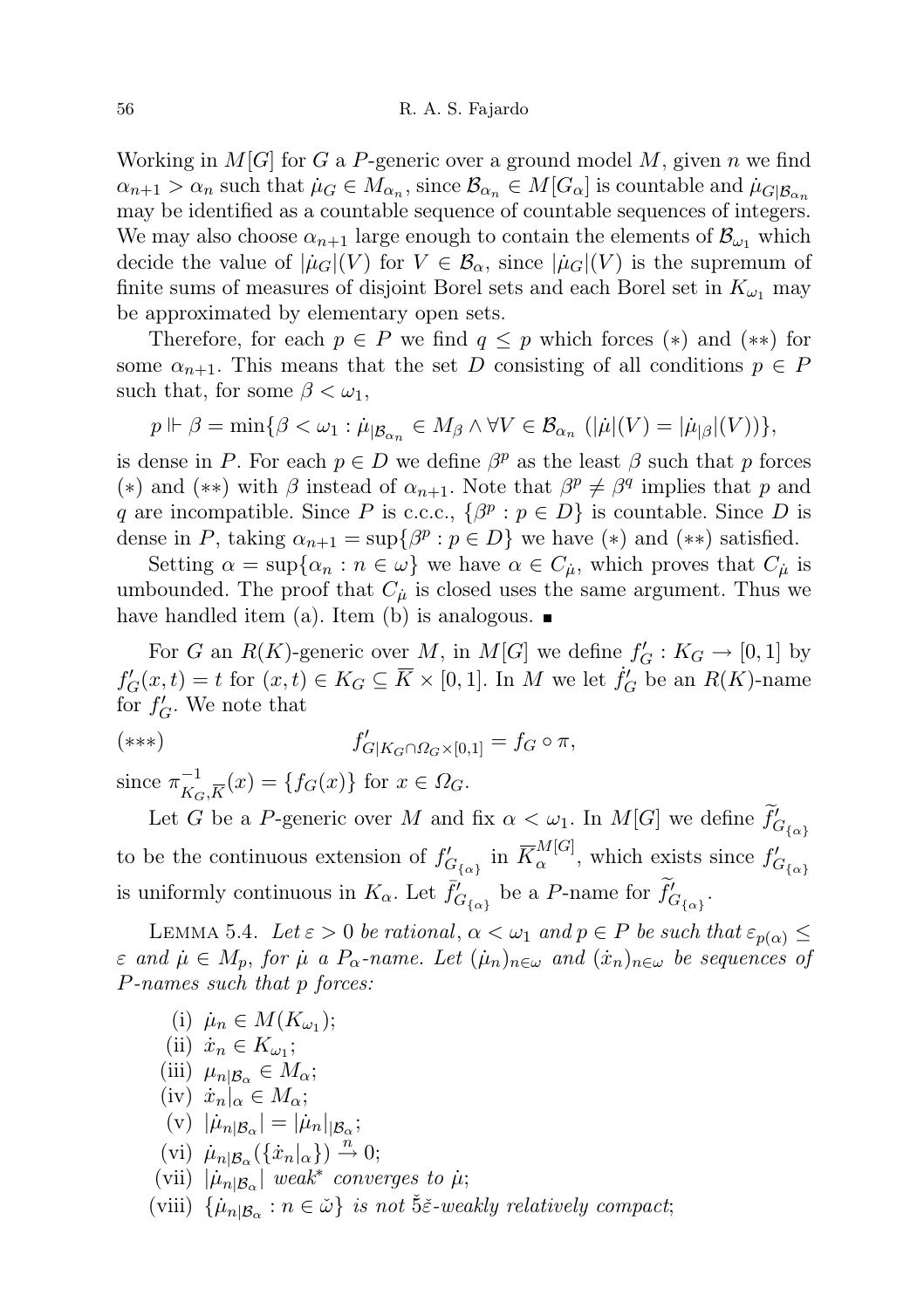Working in $M[G]$ for $G$ a $P$-generic over a ground model $M$, given $n$ we find $\alpha_{n+1} > \alpha_n$ such that $\dot{\mu}_G \in M_{\alpha_n}$, since $\mathcal{B}_{\alpha_n} \in M[G_\alpha]$ is countable and $\dot{\mu}_{G|\mathcal{B}_{\alpha_n}}$ may be identified as a countable sequence of countable sequences of integers. We may also choose $\alpha_{n+1}$ large enough to contain the elements of $\mathcal{B}_{\omega_1}$ which decide the value of $|\dot{\mu}_G|(V)$ for $V \in \mathcal{B}_\alpha$, since $|\dot{\mu}_G|(V)$ is the supremum of finite sums of measures of disjoint Borel sets and each Borel set in $K_{\omega_1}$ may be approximated by elementary open sets.

Therefore, for each $p \in P$ we find $q \leq p$ which forces $(*)$ and $(**)$ for some $\alpha_{n+1}$. This means that the set $D$ consisting of all conditions $p \in P$ such that, for some $\beta < \omega_1$,

$$p \Vdash \beta = \min\{\beta < \omega_1 : \dot{\mu}_{|\mathcal{B}_{\alpha_n}} \in M_\beta \wedge \forall V \in \mathcal{B}_{\alpha_n} \ (|\dot{\mu}|(V) = |\dot{\mu}_{|\beta}|(V))\},$$

is dense in $P$. For each $p \in D$ we define $\beta^p$ as the least $\beta$ such that $p$ forces $(*)$ and $(**)$ with $\beta$ instead of $\alpha_{n+1}$. Note that $\beta^p \neq \beta^q$ implies that $p$ and $q$ are incompatible. Since $P$ is c.c.c., $\{\beta^p : p \in D\}$ is countable. Since $D$ is dense in $P$, taking $\alpha_{n+1} = \sup\{\beta^p : p \in D\}$ we have $(*)$ and $(**)$ satisfied.

Setting $\alpha = \sup\{\alpha_n : n \in \omega\}$ we have $\alpha \in C_{\dot{\mu}}$, which proves that $C_{\dot{\mu}}$ is umbounded. The proof that $C_{\dot{\mu}}$ is closed uses the same argument. Thus we have handled item (a). Item (b) is analogous. ■

For $G$ an $R(K)$-generic over $M$, in $M[G]$ we define $f'_G : K_G \to [0,1]$ by $f'_G(x,t) = t$ for $(x,t) \in K_G \subseteq \overline{K} \times [0,1]$. In $M$ we let $\dot{f}'_G$ be an $R(K)$-name for $f'_G$. We note that

$$(***) \qquad\qquad f'_{G|K_G \cap \Omega_G \times [0,1]} = f_G \circ \pi,$$

since $\pi^{-1}_{K_G,\overline{K}}(x) = \{f_G(x)\}$ for $x \in \Omega_G$.

Let $G$ be a $P$-generic over $M$ and fix $\alpha < \omega_1$. In $M[G]$ we define $\widetilde{f}'_{G_{\{\alpha\}}}$ to be the continuous extension of $f'_{G_{\{\alpha\}}}$ in $\overline{K}_\alpha^{M[G]}$, which exists since $f'_{G_{\{\alpha\}}}$ is uniformly continuous in $K_\alpha$. Let $\bar{f}'_{G_{\{\alpha\}}}$ be a $P$-name for $\widetilde{f}'_{G_{\{\alpha\}}}$.

Lemma 5.4. *Let $\varepsilon > 0$ be rational, $\alpha < \omega_1$ and $p \in P$ be such that $\varepsilon_{p(\alpha)} \leq \varepsilon$ and $\dot{\mu} \in M_p$, for $\dot{\mu}$ a $P_\alpha$-name. Let $(\dot{\mu}_n)_{n\in\omega}$ and $(\dot{x}_n)_{n\in\omega}$ be sequences of $P$-names such that $p$ forces:*

- (i) $\dot{\mu}_n \in M(K_{\omega_1})$;
- (ii) $\dot{x}_n \in K_{\omega_1}$;
- (iii) $\mu_{n|\mathcal{B}_\alpha} \in M_\alpha$;
- (iv) $\dot{x}_n|_\alpha \in M_\alpha$;
- (v) $|\dot{\mu}_{n|\mathcal{B}_\alpha}| = |\dot{\mu}_n|_{|\mathcal{B}_\alpha}$;
- (vi) $\dot{\mu}_{n|\mathcal{B}_\alpha}(\{\dot{x}_n|_\alpha\}) \xrightarrow{n} 0$;
- (vii) $|\dot{\mu}_{n|\mathcal{B}_\alpha}|$ *weak\* converges to* $\dot{\mu}$;
- (viii) $\{\dot{\mu}_{n|\mathcal{B}_\alpha} : n \in \check{\omega}\}$ *is not* $\check{5}\check{\varepsilon}$*-weakly relatively compact*;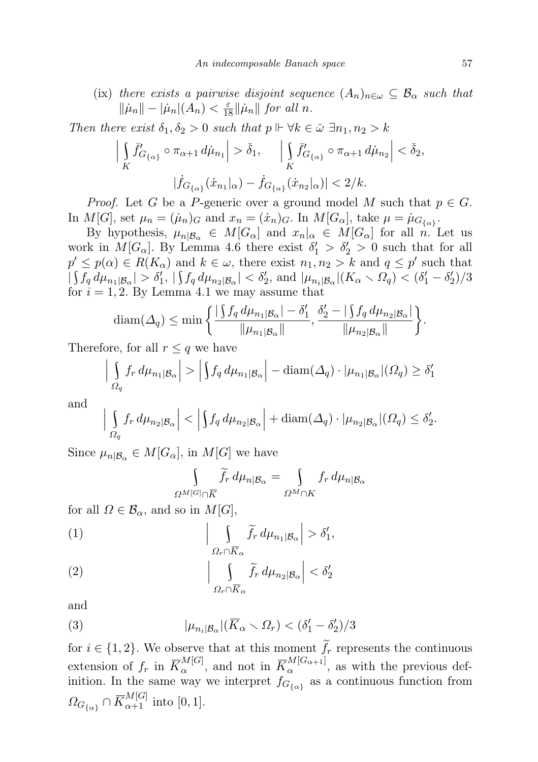(ix) *there exists a pairwise disjoint sequence* $(A_n)_{n\in\omega} \subseteq \mathcal{B}_\alpha$ *such that* $\|\dot\mu_n\| - |\dot\mu_n|(A_n) < \frac{\varepsilon}{18}\|\dot\mu_n\|$ *for all* $n$.

*Then there exist* $\delta_1, \delta_2 > 0$ *such that* $p \Vdash \forall k \in \check\omega\ \exists n_1, n_2 > k$

$$\Big|\int_K \bar f'_{G_{\{\alpha\}}} \circ \pi_{\alpha+1}\, d\dot\mu_{n_1}\Big| > \check\delta_1, \qquad \Big|\int_K \bar f'_{G_{\{\alpha\}}} \circ \pi_{\alpha+1}\, d\dot\mu_{n_2}\Big| < \check\delta_2,$$

$$|\dot f_{G_{\{\alpha\}}}(\dot x_{n_1}|_\alpha) - \dot f_{G_{\{\alpha\}}}(\dot x_{n_2}|_\alpha)| < 2/k.$$

*Proof.* Let $G$ be a $P$-generic over a ground model $M$ such that $p \in G$. In $M[G]$, set $\mu_n = (\dot\mu_n)_G$ and $x_n = (\dot x_n)_G$. In $M[G_\alpha]$, take $\mu = \dot\mu_{G_{\{\alpha\}}}$.

By hypothesis, $\mu_{n|\mathcal{B}_\alpha} \in M[G_\alpha]$ and $x_n|_\alpha \in M[G_\alpha]$ for all $n$. Let us work in $M[G_\alpha]$. By Lemma 4.6 there exist $\delta'_1 > \delta'_2 > 0$ such that for all $p' \le p(\alpha) \in R(K_\alpha)$ and $k \in \omega$, there exist $n_1, n_2 > k$ and $q \le p'$ such that $|\int f_q\, d\mu_{n_1|\mathcal{B}_\alpha}| > \delta'_1$, $|\int f_q\, d\mu_{n_2|\mathcal{B}_\alpha}| < \delta'_2$, and $|\mu_{n_i|\mathcal{B}_\alpha}|(K_\alpha \setminus \Omega_q) < (\delta'_1 - \delta'_2)/3$ for $i = 1, 2$. By Lemma 4.1 we may assume that

$$\operatorname{diam}(\Delta_q) \le \min\bigg\{\frac{|\int f_q\, d\mu_{n_1|\mathcal{B}_\alpha}| - \delta'_1}{\|\mu_{n_1|\mathcal{B}_\alpha}\|}, \frac{\delta'_2 - |\int f_q\, d\mu_{n_2|\mathcal{B}_\alpha}|}{\|\mu_{n_2|\mathcal{B}_\alpha}\|}\bigg\}.$$

Therefore, for all $r \le q$ we have

$$\Big|\int_{\Omega_q} f_r\, d\mu_{n_1|\mathcal{B}_\alpha}\Big| > \Big|\int f_q\, d\mu_{n_1|\mathcal{B}_\alpha}\Big| - \operatorname{diam}(\Delta_q)\cdot|\mu_{n_1|\mathcal{B}_\alpha}|(\Omega_q) \ge \delta'_1$$

and

$$\Big|\int_{\Omega_q} f_r\, d\mu_{n_2|\mathcal{B}_\alpha}\Big| < \Big|\int f_q\, d\mu_{n_2|\mathcal{B}_\alpha}\Big| + \operatorname{diam}(\Delta_q)\cdot|\mu_{n_2|\mathcal{B}_\alpha}|(\Omega_q) \le \delta'_2.$$

Since $\mu_{n|\mathcal{B}_\alpha} \in M[G_\alpha]$, in $M[G]$ we have

$$\int_{\Omega^{M[G]}\cap \overline{K}} \widetilde f_r\, d\mu_{n|\mathcal{B}_\alpha} = \int_{\Omega^M \cap K} f_r\, d\mu_{n|\mathcal{B}_\alpha}$$

for all $\Omega \in \mathcal{B}_\alpha$, and so in $M[G]$,

$$\Big|\int_{\Omega_r \cap \overline{K}_\alpha} \widetilde f_r\, d\mu_{n_1|\mathcal{B}_\alpha}\Big| > \delta'_1, \tag{1}$$

$$\Big|\int_{\Omega_r \cap \overline{K}_\alpha} \widetilde f_r\, d\mu_{n_2|\mathcal{B}_\alpha}\Big| < \delta'_2 \tag{2}$$

and

$$|\mu_{n_i|\mathcal{B}_\alpha}|(\overline{K}_\alpha \setminus \Omega_r) < (\delta'_1 - \delta'_2)/3 \tag{3}$$

for $i \in \{1, 2\}$. We observe that at this moment $\widetilde f_r$ represents the continuous extension of $f_r$ in $\overline{K}_\alpha^{M[G]}$, and not in $\overline{K}_\alpha^{M[G_{\alpha+1}]}$, as with the previous definition. In the same way we interpret $f_{G_{\{\alpha\}}}$ as a continuous function from $\Omega_{G_{\{\alpha\}}} \cap \overline{K}_{\alpha+1}^{M[G]}$ into $[0, 1]$.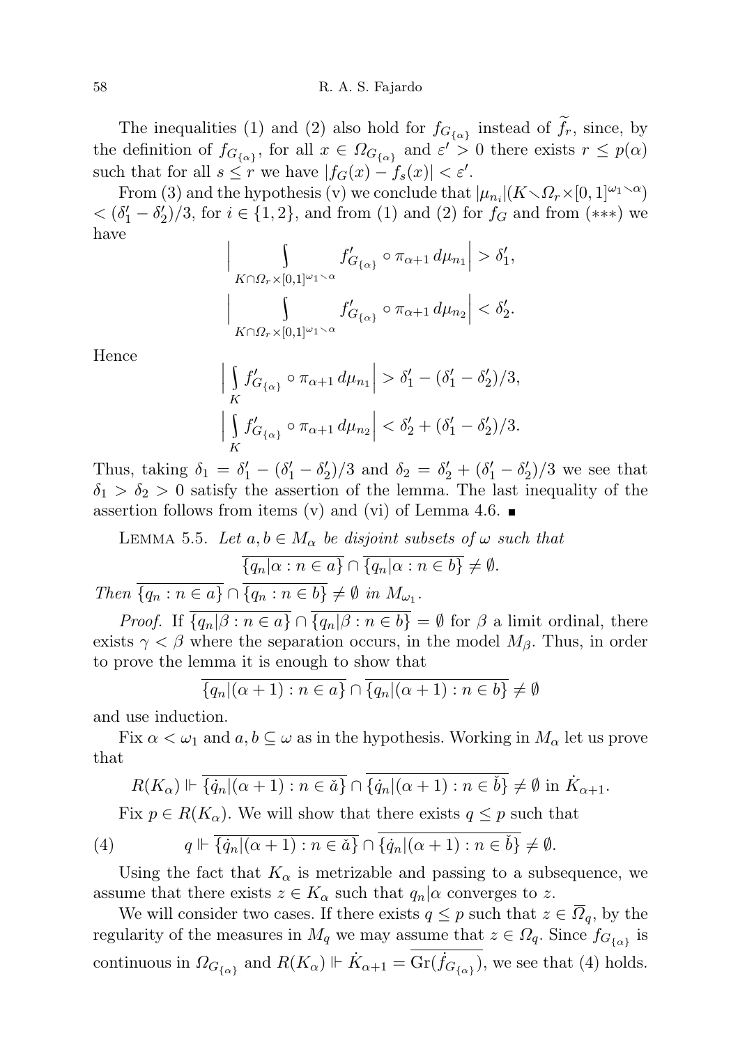The inequalities (1) and (2) also hold for $f_{G_{\{\alpha\}}}$ instead of $\widetilde{f}_r$, since, by the definition of $f_{G_{\{\alpha\}}}$, for all $x \in \Omega_{G_{\{\alpha\}}}$ and $\varepsilon' > 0$ there exists $r \le p(\alpha)$ such that for all $s \le r$ we have $|f_G(x) - f_s(x)| < \varepsilon'$.

From (3) and the hypothesis (v) we conclude that $|\mu_{n_i}|(K \setminus \Omega_r \times [0,1]^{\omega_1 \setminus \alpha}) < (\delta'_1 - \delta'_2)/3$, for $i \in \{1,2\}$, and from (1) and (2) for $f_G$ and from (∗∗∗) we have

$$\Big| \int\limits_{K \cap \Omega_r \times [0,1]^{\omega_1 \setminus \alpha}} f'_{G_{\{\alpha\}}} \circ \pi_{\alpha+1}\, d\mu_{n_1} \Big| > \delta'_1,$$

$$\Big| \int\limits_{K \cap \Omega_r \times [0,1]^{\omega_1 \setminus \alpha}} f'_{G_{\{\alpha\}}} \circ \pi_{\alpha+1}\, d\mu_{n_2} \Big| < \delta'_2.$$

Hence

$$\Big| \int\limits_K f'_{G_{\{\alpha\}}} \circ \pi_{\alpha+1}\, d\mu_{n_1} \Big| > \delta'_1 - (\delta'_1 - \delta'_2)/3,$$

$$\Big| \int\limits_K f'_{G_{\{\alpha\}}} \circ \pi_{\alpha+1}\, d\mu_{n_2} \Big| < \delta'_2 + (\delta'_1 - \delta'_2)/3.$$

Thus, taking $\delta_1 = \delta'_1 - (\delta'_1 - \delta'_2)/3$ and $\delta_2 = \delta'_2 + (\delta'_1 - \delta'_2)/3$ we see that $\delta_1 > \delta_2 > 0$ satisfy the assertion of the lemma. The last inequality of the assertion follows from items (v) and (vi) of Lemma 4.6. ∎

Lemma 5.5. *Let $a, b \in M_\alpha$ be disjoint subsets of $\omega$ such that*

$$\overline{\{q_n|\alpha : n \in a\}} \cap \overline{\{q_n|\alpha : n \in b\}} \neq \emptyset.$$

*Then $\overline{\{q_n : n \in a\}} \cap \overline{\{q_n : n \in b\}} \neq \emptyset$ in $M_{\omega_1}$.*

*Proof.* If $\overline{\{q_n|\beta : n \in a\}} \cap \overline{\{q_n|\beta : n \in b\}} = \emptyset$ for $\beta$ a limit ordinal, there exists $\gamma < \beta$ where the separation occurs, in the model $M_\beta$. Thus, in order to prove the lemma it is enough to show that

$$\overline{\{q_n|(\alpha+1) : n \in a\}} \cap \overline{\{q_n|(\alpha+1) : n \in b\}} \neq \emptyset$$

and use induction.

Fix $\alpha < \omega_1$ and $a, b \subseteq \omega$ as in the hypothesis. Working in $M_\alpha$ let us prove that

$$R(K_\alpha) \Vdash \overline{\{\dot{q}_n|(\alpha+1) : n \in \check{a}\}} \cap \overline{\{\dot{q}_n|(\alpha+1) : n \in \check{b}\}} \neq \emptyset \text{ in } \dot{K}_{\alpha+1}.$$

Fix $p \in R(K_\alpha)$. We will show that there exists $q \le p$ such that

$$q \Vdash \overline{\{\dot{q}_n|(\alpha+1) : n \in \check{a}\}} \cap \overline{\{\dot{q}_n|(\alpha+1) : n \in \check{b}\}} \neq \emptyset. \tag{4}$$

Using the fact that $K_\alpha$ is metrizable and passing to a subsequence, we assume that there exists $z \in K_\alpha$ such that $q_n|\alpha$ converges to $z$.

We will consider two cases. If there exists $q \le p$ such that $z \in \overline{\Omega}_q$, by the regularity of the measures in $M_q$ we may assume that $z \in \Omega_q$. Since $f_{G_{\{\alpha\}}}$ is continuous in $\Omega_{G_{\{\alpha\}}}$ and $R(K_\alpha) \Vdash \dot{K}_{\alpha+1} = \overline{\mathrm{Gr}(\dot{f}_{G_{\{\alpha\}}})}$, we see that (4) holds.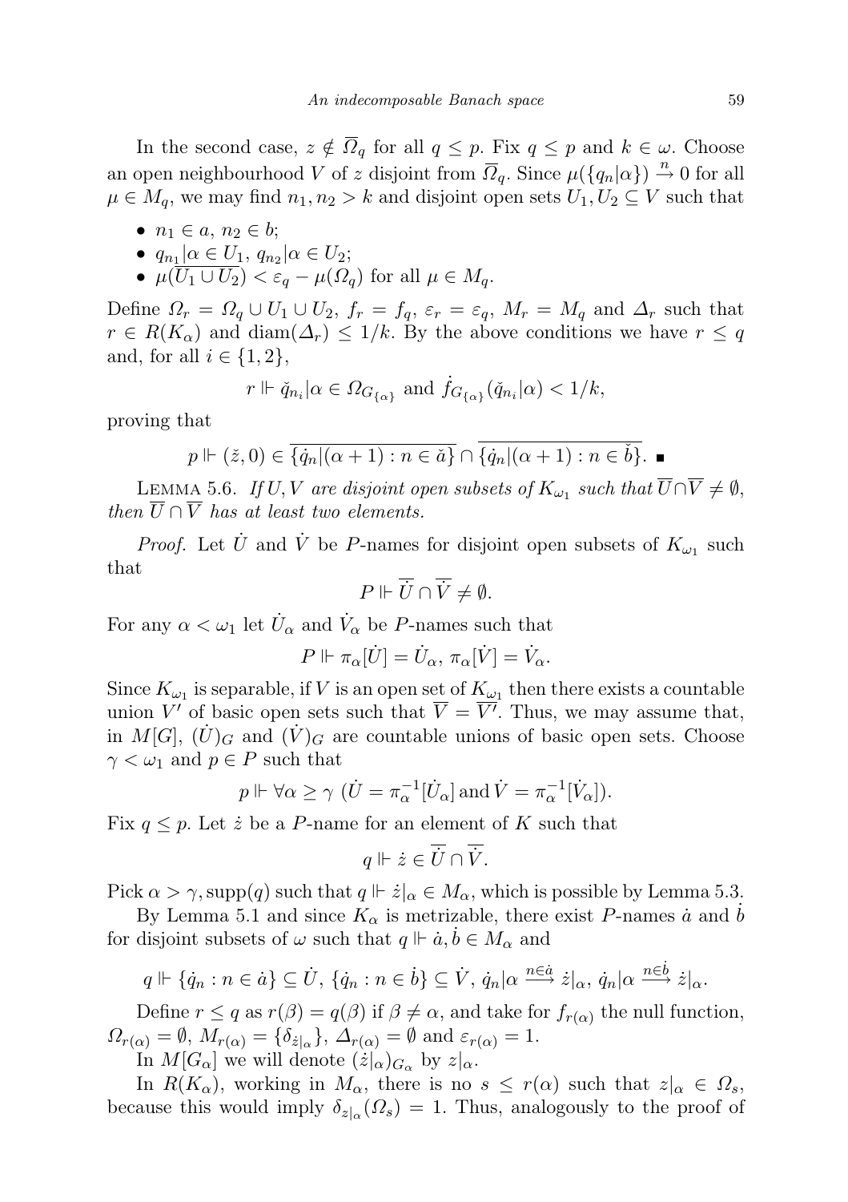In the second case, $z \notin \overline{\Omega}_q$ for all $q \le p$. Fix $q \le p$ and $k \in \omega$. Choose an open neighbourhood $V$ of $z$ disjoint from $\overline{\Omega}_q$. Since $\mu(\{q_n|\alpha\}) \xrightarrow{n} 0$ for all $\mu \in M_q$, we may find $n_1, n_2 > k$ and disjoint open sets $U_1, U_2 \subseteq V$ such that

- $n_1 \in a$, $n_2 \in b$;
- $q_{n_1}|\alpha \in U_1$, $q_{n_2}|\alpha \in U_2$;
- $\mu(\overline{U_1 \cup U_2}) < \varepsilon_q - \mu(\Omega_q)$ for all $\mu \in M_q$.

Define $\Omega_r = \Omega_q \cup U_1 \cup U_2$, $f_r = f_q$, $\varepsilon_r = \varepsilon_q$, $M_r = M_q$ and $\Delta_r$ such that $r \in R(K_\alpha)$ and $\operatorname{diam}(\Delta_r) \le 1/k$. By the above conditions we have $r \le q$ and, for all $i \in \{1, 2\}$,

$$r \Vdash \check{q}_{n_i}|\alpha \in \Omega_{G_{\{\alpha\}}} \text{ and } \dot{f}_{G_{\{\alpha\}}}(\check{q}_{n_i}|\alpha) < 1/k,$$

proving that

$$p \Vdash (\check{z}, 0) \in \overline{\{\dot{q}_n|(\alpha+1) : n \in \check{a}\}} \cap \overline{\{\dot{q}_n|(\alpha+1) : n \in \check{b}\}}. \ \blacksquare$$

Lemma 5.6. *If $U, V$ are disjoint open subsets of $K_{\omega_1}$ such that $\overline{U} \cap \overline{V} \neq \emptyset$, then $\overline{U} \cap \overline{V}$ has at least two elements.*

*Proof.* Let $\dot{U}$ and $\dot{V}$ be $P$-names for disjoint open subsets of $K_{\omega_1}$ such that

$$P \Vdash \overline{\dot{U}} \cap \overline{\dot{V}} \neq \emptyset.$$

For any $\alpha < \omega_1$ let $\dot{U}_\alpha$ and $\dot{V}_\alpha$ be $P$-names such that

$$P \Vdash \pi_\alpha[\dot{U}] = \dot{U}_\alpha,\ \pi_\alpha[\dot{V}] = \dot{V}_\alpha.$$

Since $K_{\omega_1}$ is separable, if $V$ is an open set of $K_{\omega_1}$ then there exists a countable union $V'$ of basic open sets such that $\overline{V} = \overline{V'}$. Thus, we may assume that, in $M[G]$, $(\dot{U})_G$ and $(\dot{V})_G$ are countable unions of basic open sets. Choose $\gamma < \omega_1$ and $p \in P$ such that

$$p \Vdash \forall \alpha \ge \gamma\ (\dot{U} = \pi_\alpha^{-1}[\dot{U}_\alpha] \text{ and } \dot{V} = \pi_\alpha^{-1}[\dot{V}_\alpha]).$$

Fix $q \le p$. Let $\dot{z}$ be a $P$-name for an element of $K$ such that

$$q \Vdash \dot{z} \in \overline{\dot{U}} \cap \overline{\dot{V}}.$$

Pick $\alpha > \gamma, \operatorname{supp}(q)$ such that $q \Vdash \dot{z}|_\alpha \in M_\alpha$, which is possible by Lemma 5.3.

By Lemma 5.1 and since $K_\alpha$ is metrizable, there exist $P$-names $\dot{a}$ and $\dot{b}$ for disjoint subsets of $\omega$ such that $q \Vdash \dot{a}, \dot{b} \in M_\alpha$ and

$$q \Vdash \{\dot{q}_n : n \in \dot{a}\} \subseteq \dot{U},\ \{\dot{q}_n : n \in \dot{b}\} \subseteq \dot{V},\ \dot{q}_n|\alpha \xrightarrow{n \in \dot{a}} \dot{z}|_\alpha,\ \dot{q}_n|\alpha \xrightarrow{n \in \dot{b}} \dot{z}|_\alpha.$$

Define $r \le q$ as $r(\beta) = q(\beta)$ if $\beta \neq \alpha$, and take for $f_{r(\alpha)}$ the null function, $\Omega_{r(\alpha)} = \emptyset$, $M_{r(\alpha)} = \{\delta_{\dot{z}|_\alpha}\}$, $\Delta_{r(\alpha)} = \emptyset$ and $\varepsilon_{r(\alpha)} = 1$.

In $M[G_\alpha]$ we will denote $(\dot{z}|_\alpha)_{G_\alpha}$ by $z|_\alpha$.

In $R(K_\alpha)$, working in $M_\alpha$, there is no $s \le r(\alpha)$ such that $z|_\alpha \in \Omega_s$, because this would imply $\delta_{z|_\alpha}(\Omega_s) = 1$. Thus, analogously to the proof of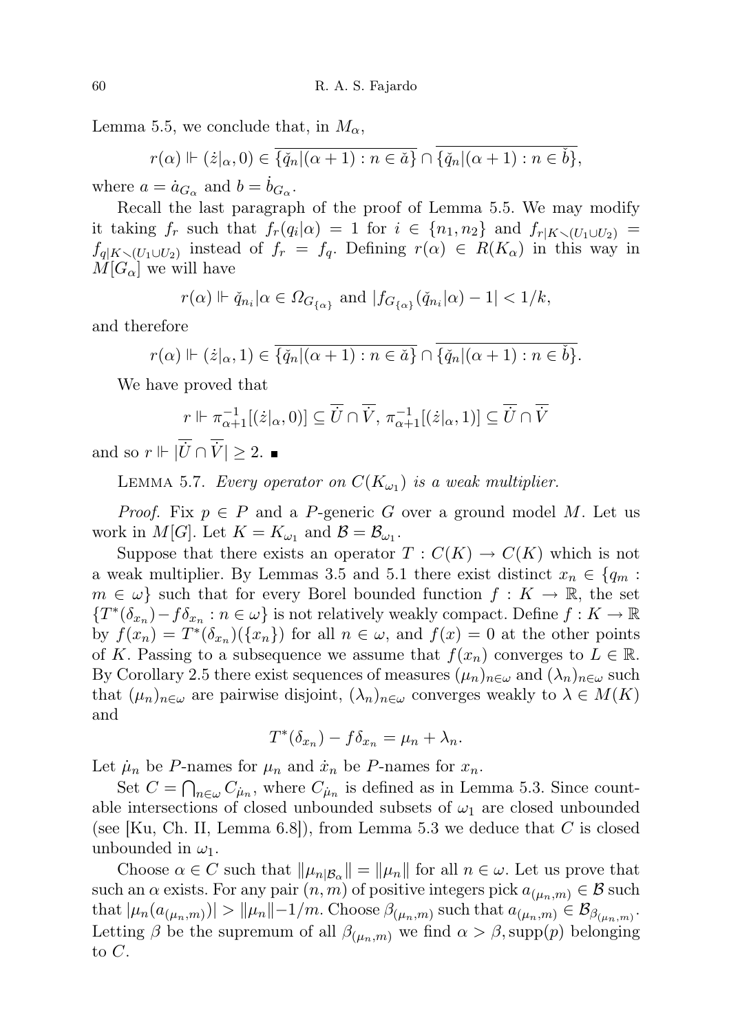Lemma 5.5, we conclude that, in $M_\alpha$,

$$r(\alpha) \Vdash (\dot{z}|_\alpha, 0) \in \overline{\{\check{q}_n|(\alpha+1) : n \in \check{a}\}} \cap \overline{\{\check{q}_n|(\alpha+1) : n \in \check{b}\}},$$

where $a = \dot{a}_{G_\alpha}$ and $b = \dot{b}_{G_\alpha}$.

Recall the last paragraph of the proof of Lemma 5.5. We may modify it taking $f_r$ such that $f_r(q_i|\alpha) = 1$ for $i \in \{n_1, n_2\}$ and $f_{r|K\setminus(U_1\cup U_2)} = f_{q|K\setminus(U_1\cup U_2)}$ instead of $f_r = f_q$. Defining $r(\alpha) \in R(K_\alpha)$ in this way in $M[G_\alpha]$ we will have

$$r(\alpha) \Vdash \check{q}_{n_i}|\alpha \in \Omega_{G_{\{\alpha\}}} \text{ and } |f_{G_{\{\alpha\}}}(\check{q}_{n_i}|\alpha) - 1| < 1/k,$$

and therefore

$$r(\alpha) \Vdash (\dot{z}|_\alpha, 1) \in \overline{\{\check{q}_n|(\alpha+1) : n \in \check{a}\}} \cap \overline{\{\check{q}_n|(\alpha+1) : n \in \check{b}\}}.$$

We have proved that

$$r \Vdash \pi_{\alpha+1}^{-1}[(\dot{z}|_\alpha, 0)] \subseteq \overline{\dot{U}} \cap \overline{\dot{V}},\ \pi_{\alpha+1}^{-1}[(\dot{z}|_\alpha, 1)] \subseteq \overline{\dot{U}} \cap \overline{\dot{V}}$$

and so $r \Vdash |\overline{\dot{U}} \cap \overline{\dot{V}}| \geq 2$. ∎

Lemma 5.7. *Every operator on $C(K_{\omega_1})$ is a weak multiplier.*

*Proof.* Fix $p \in P$ and a $P$-generic $G$ over a ground model $M$. Let us work in $M[G]$. Let $K = K_{\omega_1}$ and $\mathcal{B} = \mathcal{B}_{\omega_1}$.

Suppose that there exists an operator $T : C(K) \to C(K)$ which is not a weak multiplier. By Lemmas 3.5 and 5.1 there exist distinct $x_n \in \{q_m : m \in \omega\}$ such that for every Borel bounded function $f : K \to \mathbb{R}$, the set $\{T^*(\delta_{x_n}) - f\delta_{x_n} : n \in \omega\}$ is not relatively weakly compact. Define $f : K \to \mathbb{R}$ by $f(x_n) = T^*(\delta_{x_n})(\{x_n\})$ for all $n \in \omega$, and $f(x) = 0$ at the other points of $K$. Passing to a subsequence we assume that $f(x_n)$ converges to $L \in \mathbb{R}$. By Corollary 2.5 there exist sequences of measures $(\mu_n)_{n\in\omega}$ and $(\lambda_n)_{n\in\omega}$ such that $(\mu_n)_{n\in\omega}$ are pairwise disjoint, $(\lambda_n)_{n\in\omega}$ converges weakly to $\lambda \in M(K)$ and

$$T^*(\delta_{x_n}) - f\delta_{x_n} = \mu_n + \lambda_n.$$

Let $\dot{\mu}_n$ be $P$-names for $\mu_n$ and $\dot{x}_n$ be $P$-names for $x_n$.

Set $C = \bigcap_{n\in\omega} C_{\dot{\mu}_n}$, where $C_{\dot{\mu}_n}$ is defined as in Lemma 5.3. Since countable intersections of closed unbounded subsets of $\omega_1$ are closed unbounded (see [Ku, Ch. II, Lemma 6.8]), from Lemma 5.3 we deduce that $C$ is closed unbounded in $\omega_1$.

Choose $\alpha \in C$ such that $\|\mu_{n|\mathcal{B}_\alpha}\| = \|\mu_n\|$ for all $n \in \omega$. Let us prove that such an $\alpha$ exists. For any pair $(n, m)$ of positive integers pick $a_{(\mu_n,m)} \in \mathcal{B}$ such that $|\mu_n(a_{(\mu_n,m)})| > \|\mu_n\| - 1/m$. Choose $\beta_{(\mu_n,m)}$ such that $a_{(\mu_n,m)} \in \mathcal{B}_{\beta_{(\mu_n,m)}}$. Letting $\beta$ be the supremum of all $\beta_{(\mu_n,m)}$ we find $\alpha > \beta, \mathrm{supp}(p)$ belonging to $C$.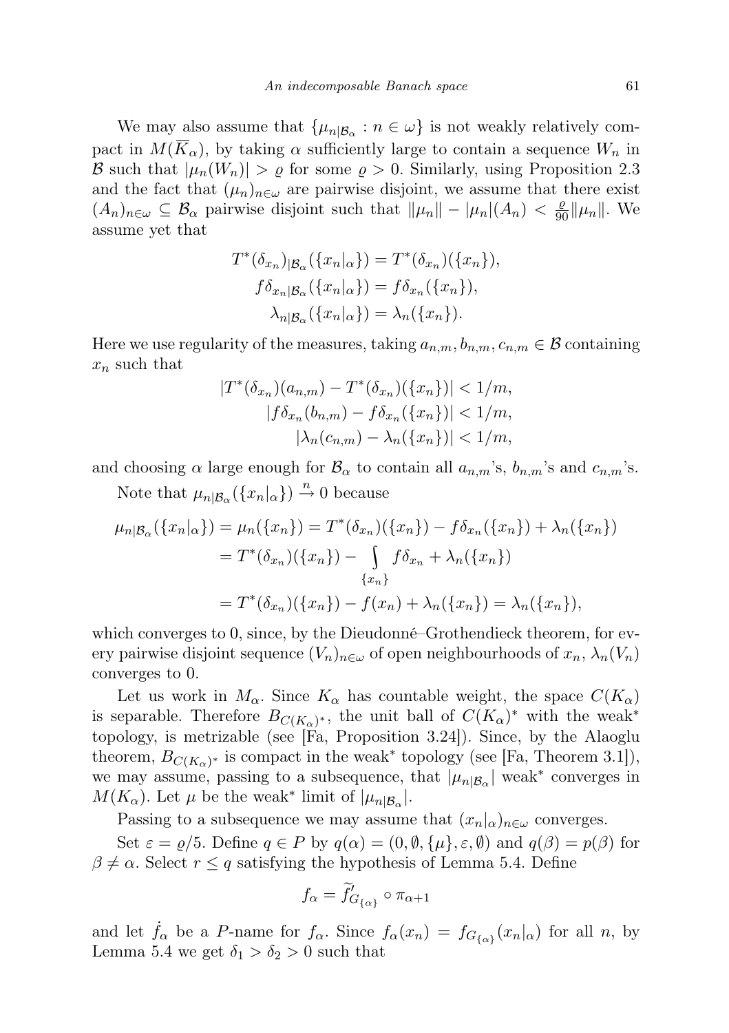We may also assume that $\{\mu_{n|\mathcal{B}_\alpha} : n \in \omega\}$ is not weakly relatively compact in $M(\overline{K}_\alpha)$, by taking $\alpha$ sufficiently large to contain a sequence $W_n$ in $\mathcal{B}$ such that $|\mu_n(W_n)| > \varrho$ for some $\varrho > 0$. Similarly, using Proposition 2.3 and the fact that $(\mu_n)_{n\in\omega}$ are pairwise disjoint, we assume that there exist $(A_n)_{n\in\omega} \subseteq \mathcal{B}_\alpha$ pairwise disjoint such that $\|\mu_n\| - |\mu_n|(A_n) < \frac{\varrho}{90}\|\mu_n\|$. We assume yet that

$$T^*(\delta_{x_n})_{|\mathcal{B}_\alpha}(\{x_n|_\alpha\}) = T^*(\delta_{x_n})(\{x_n\}),$$
$$f\delta_{x_n|\mathcal{B}_\alpha}(\{x_n|_\alpha\}) = f\delta_{x_n}(\{x_n\}),$$
$$\lambda_{n|\mathcal{B}_\alpha}(\{x_n|_\alpha\}) = \lambda_n(\{x_n\}).$$

Here we use regularity of the measures, taking $a_{n,m}, b_{n,m}, c_{n,m} \in \mathcal{B}$ containing $x_n$ such that

$$|T^*(\delta_{x_n})(a_{n,m}) - T^*(\delta_{x_n})(\{x_n\})| < 1/m,$$
$$|f\delta_{x_n}(b_{n,m}) - f\delta_{x_n}(\{x_n\})| < 1/m,$$
$$|\lambda_n(c_{n,m}) - \lambda_n(\{x_n\})| < 1/m,$$

and choosing $\alpha$ large enough for $\mathcal{B}_\alpha$ to contain all $a_{n,m}$'s, $b_{n,m}$'s and $c_{n,m}$'s.

Note that $\mu_{n|\mathcal{B}_\alpha}(\{x_n|_\alpha\}) \xrightarrow{n} 0$ because

$$\begin{aligned}
\mu_{n|\mathcal{B}_\alpha}(\{x_n|_\alpha\}) = \mu_n(\{x_n\}) &= T^*(\delta_{x_n})(\{x_n\}) - f\delta_{x_n}(\{x_n\}) + \lambda_n(\{x_n\}) \\
&= T^*(\delta_{x_n})(\{x_n\}) - \int\limits_{\{x_n\}} f\delta_{x_n} + \lambda_n(\{x_n\}) \\
&= T^*(\delta_{x_n})(\{x_n\}) - f(x_n) + \lambda_n(\{x_n\}) = \lambda_n(\{x_n\}),
\end{aligned}$$

which converges to 0, since, by the Dieudonné–Grothendieck theorem, for every pairwise disjoint sequence $(V_n)_{n\in\omega}$ of open neighbourhoods of $x_n$, $\lambda_n(V_n)$ converges to 0.

Let us work in $M_\alpha$. Since $K_\alpha$ has countable weight, the space $C(K_\alpha)$ is separable. Therefore $B_{C(K_\alpha)^*}$, the unit ball of $C(K_\alpha)^*$ with the weak$^*$ topology, is metrizable (see [Fa, Proposition 3.24]). Since, by the Alaoglu theorem, $B_{C(K_\alpha)^*}$ is compact in the weak$^*$ topology (see [Fa, Theorem 3.1]), we may assume, passing to a subsequence, that $|\mu_{n|\mathcal{B}_\alpha}|$ weak$^*$ converges in $M(K_\alpha)$. Let $\mu$ be the weak$^*$ limit of $|\mu_{n|\mathcal{B}_\alpha}|$.

Passing to a subsequence we may assume that $(x_n|_\alpha)_{n\in\omega}$ converges.

Set $\varepsilon = \varrho/5$. Define $q \in P$ by $q(\alpha) = (0, \emptyset, \{\mu\}, \varepsilon, \emptyset)$ and $q(\beta) = p(\beta)$ for $\beta \neq \alpha$. Select $r \leq q$ satisfying the hypothesis of Lemma 5.4. Define

$$f_\alpha = \widetilde{f}'_{G_{\{\alpha\}}} \circ \pi_{\alpha+1}$$

and let $\dot{f}_\alpha$ be a $P$-name for $f_\alpha$. Since $f_\alpha(x_n) = f_{G_{\{\alpha\}}}(x_n|_\alpha)$ for all $n$, by Lemma 5.4 we get $\delta_1 > \delta_2 > 0$ such that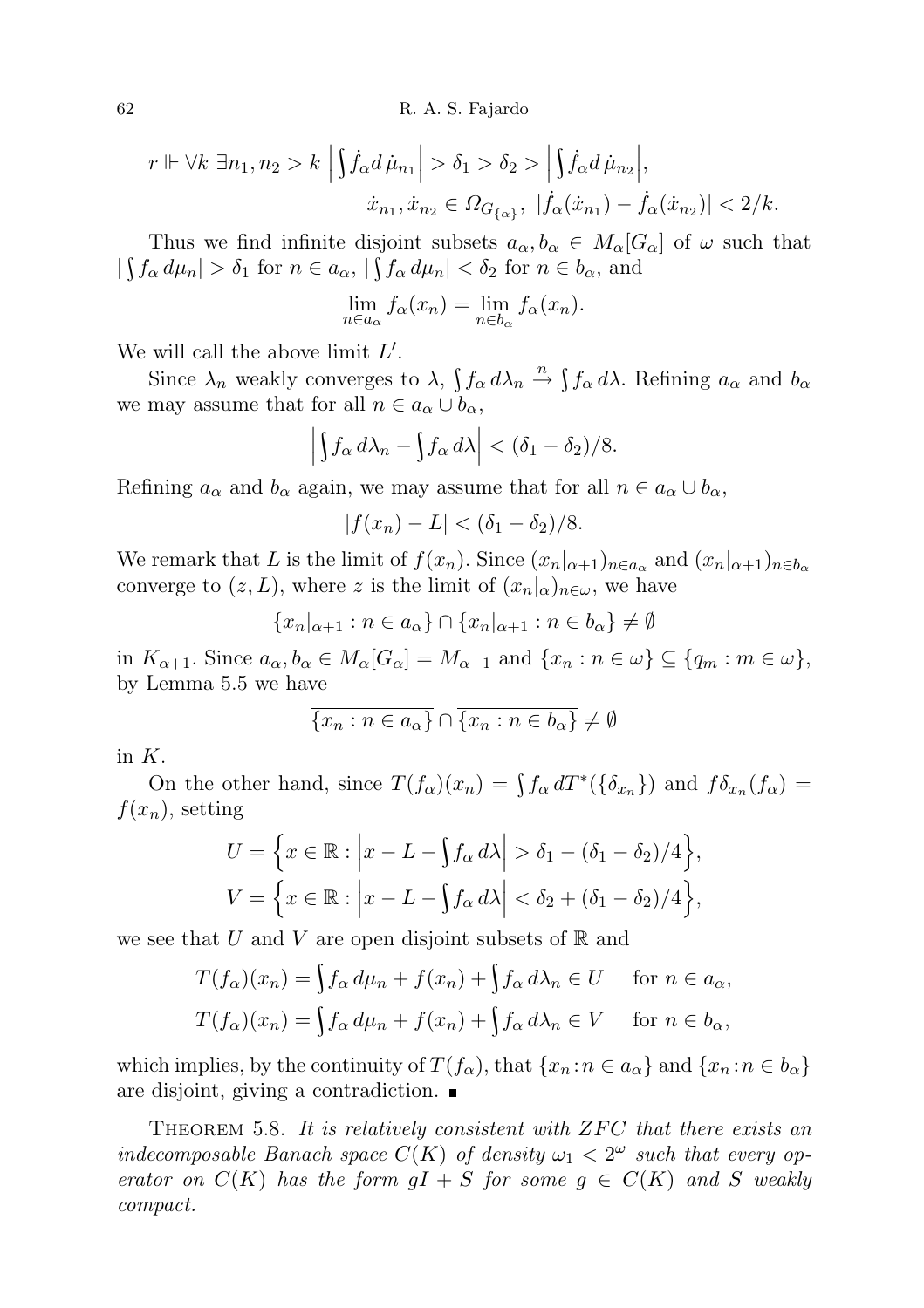$$r \Vdash \forall k \ \exists n_1, n_2 > k \ \left|\int \dot{f}_\alpha d\, \dot{\mu}_{n_1}\right| > \delta_1 > \delta_2 > \left|\int \dot{f}_\alpha d\, \dot{\mu}_{n_2}\right|,$$
$$\dot{x}_{n_1}, \dot{x}_{n_2} \in \Omega_{G_{\{\alpha\}}},\ |\dot{f}_\alpha(\dot{x}_{n_1}) - \dot{f}_\alpha(\dot{x}_{n_2})| < 2/k.$$

Thus we find infinite disjoint subsets $a_\alpha, b_\alpha \in M_\alpha[G_\alpha]$ of $\omega$ such that $|\int f_\alpha\, d\mu_n| > \delta_1$ for $n \in a_\alpha$, $|\int f_\alpha\, d\mu_n| < \delta_2$ for $n \in b_\alpha$, and

$$\lim_{n \in a_\alpha} f_\alpha(x_n) = \lim_{n \in b_\alpha} f_\alpha(x_n).$$

We will call the above limit $L'$.

Since $\lambda_n$ weakly converges to $\lambda$, $\int f_\alpha\, d\lambda_n \xrightarrow{n} \int f_\alpha\, d\lambda$. Refining $a_\alpha$ and $b_\alpha$ we may assume that for all $n \in a_\alpha \cup b_\alpha$,

$$\left|\int f_\alpha\, d\lambda_n - \int f_\alpha\, d\lambda\right| < (\delta_1 - \delta_2)/8.$$

Refining $a_\alpha$ and $b_\alpha$ again, we may assume that for all $n \in a_\alpha \cup b_\alpha$,

$$|f(x_n) - L| < (\delta_1 - \delta_2)/8.$$

We remark that $L$ is the limit of $f(x_n)$. Since $(x_n|_{\alpha+1})_{n \in a_\alpha}$ and $(x_n|_{\alpha+1})_{n \in b_\alpha}$ converge to $(z, L)$, where $z$ is the limit of $(x_n|_\alpha)_{n \in \omega}$, we have

$$\overline{\{x_n|_{\alpha+1} : n \in a_\alpha\}} \cap \overline{\{x_n|_{\alpha+1} : n \in b_\alpha\}} \neq \emptyset$$

in $K_{\alpha+1}$. Since $a_\alpha, b_\alpha \in M_\alpha[G_\alpha] = M_{\alpha+1}$ and $\{x_n : n \in \omega\} \subseteq \{q_m : m \in \omega\}$, by Lemma 5.5 we have

$$\overline{\{x_n : n \in a_\alpha\}} \cap \overline{\{x_n : n \in b_\alpha\}} \neq \emptyset$$

in $K$.

On the other hand, since $T(f_\alpha)(x_n) = \int f_\alpha\, dT^*(\{\delta_{x_n}\})$ and $f\delta_{x_n}(f_\alpha) = f(x_n)$, setting

$$U = \left\{x \in \mathbb{R} : \left|x - L - \int f_\alpha\, d\lambda\right| > \delta_1 - (\delta_1 - \delta_2)/4\right\},$$
$$V = \left\{x \in \mathbb{R} : \left|x - L - \int f_\alpha\, d\lambda\right| < \delta_2 + (\delta_1 - \delta_2)/4\right\},$$

we see that $U$ and $V$ are open disjoint subsets of $\mathbb{R}$ and

$$T(f_\alpha)(x_n) = \int f_\alpha\, d\mu_n + f(x_n) + \int f_\alpha\, d\lambda_n \in U \quad \text{for } n \in a_\alpha,$$
$$T(f_\alpha)(x_n) = \int f_\alpha\, d\mu_n + f(x_n) + \int f_\alpha\, d\lambda_n \in V \quad \text{for } n \in b_\alpha,$$

which implies, by the continuity of $T(f_\alpha)$, that $\overline{\{x_n : n \in a_\alpha\}}$ and $\overline{\{x_n : n \in b_\alpha\}}$ are disjoint, giving a contradiction. ∎

Theorem 5.8. *It is relatively consistent with ZFC that there exists an indecomposable Banach space $C(K)$ of density $\omega_1 < 2^\omega$ such that every operator on $C(K)$ has the form $gI + S$ for some $g \in C(K)$ and $S$ weakly compact.*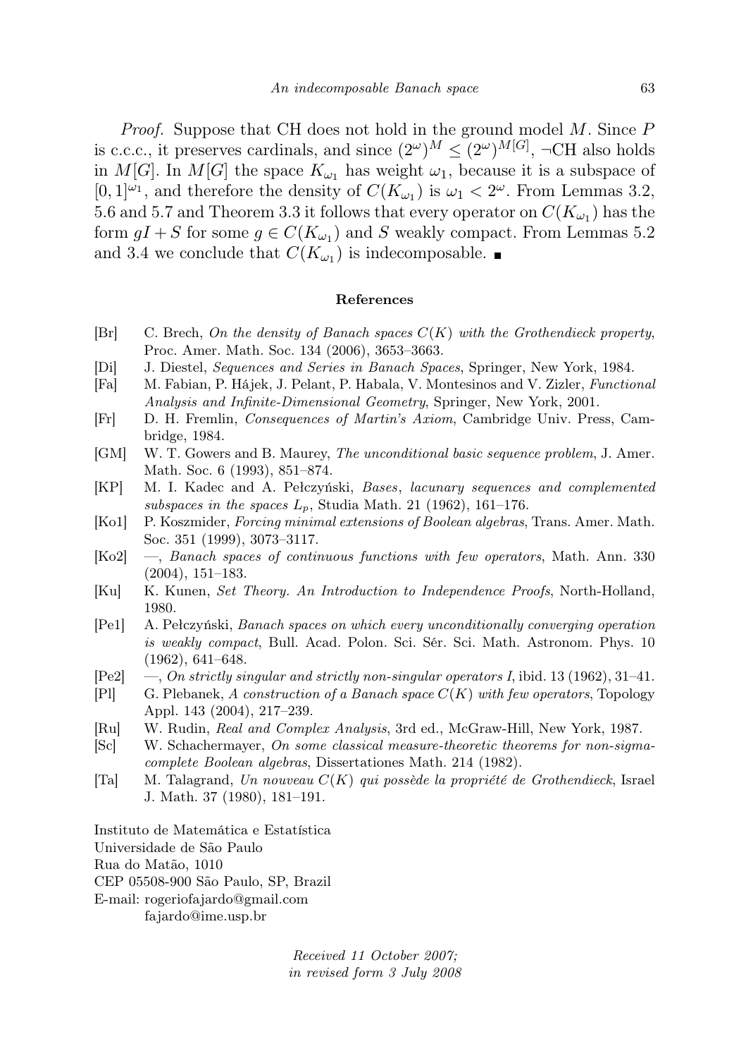*Proof.* Suppose that CH does not hold in the ground model $M$. Since $P$ is c.c.c., it preserves cardinals, and since $(2^\omega)^M \leq (2^\omega)^{M[G]}$, $\neg$CH also holds in $M[G]$. In $M[G]$ the space $K_{\omega_1}$ has weight $\omega_1$, because it is a subspace of $[0,1]^{\omega_1}$, and therefore the density of $C(K_{\omega_1})$ is $\omega_1 < 2^\omega$. From Lemmas 3.2, 5.6 and 5.7 and Theorem 3.3 it follows that every operator on $C(K_{\omega_1})$ has the form $gI + S$ for some $g \in C(K_{\omega_1})$ and $S$ weakly compact. From Lemmas 5.2 and 3.4 we conclude that $C(K_{\omega_1})$ is indecomposable. ∎

## References

- [Br] C. Brech, *On the density of Banach spaces $C(K)$ with the Grothendieck property*, Proc. Amer. Math. Soc. 134 (2006), 3653–3663.
- [Di] J. Diestel, *Sequences and Series in Banach Spaces*, Springer, New York, 1984.
- [Fa] M. Fabian, P. Hájek, J. Pelant, P. Habala, V. Montesinos and V. Zizler, *Functional Analysis and Infinite-Dimensional Geometry*, Springer, New York, 2001.
- [Fr] D. H. Fremlin, *Consequences of Martin's Axiom*, Cambridge Univ. Press, Cambridge, 1984.
- [GM] W. T. Gowers and B. Maurey, *The unconditional basic sequence problem*, J. Amer. Math. Soc. 6 (1993), 851–874.
- [KP] M. I. Kadec and A. Pełczyński, *Bases, lacunary sequences and complemented subspaces in the spaces $L_p$*, Studia Math. 21 (1962), 161–176.
- [Ko1] P. Koszmider, *Forcing minimal extensions of Boolean algebras*, Trans. Amer. Math. Soc. 351 (1999), 3073–3117.
- [Ko2] —, *Banach spaces of continuous functions with few operators*, Math. Ann. 330 (2004), 151–183.
- [Ku] K. Kunen, *Set Theory. An Introduction to Independence Proofs*, North-Holland, 1980.
- [Pe1] A. Pełczyński, *Banach spaces on which every unconditionally converging operation is weakly compact*, Bull. Acad. Polon. Sci. Sér. Sci. Math. Astronom. Phys. 10 (1962), 641–648.
- [Pe2] —, *On strictly singular and strictly non-singular operators I*, ibid. 13 (1962), 31–41.
- [Pl] G. Plebanek, *A construction of a Banach space $C(K)$ with few operators*, Topology Appl. 143 (2004), 217–239.
- [Ru] W. Rudin, *Real and Complex Analysis*, 3rd ed., McGraw-Hill, New York, 1987.
- [Sc] W. Schachermayer, *On some classical measure-theoretic theorems for non-sigma-complete Boolean algebras*, Dissertationes Math. 214 (1982).
- [Ta] M. Talagrand, *Un nouveau $C(K)$ qui possède la propriété de Grothendieck*, Israel J. Math. 37 (1980), 181–191.

Instituto de Matemática e Estatística
Universidade de São Paulo
Rua do Matão, 1010
CEP 05508-900 São Paulo, SP, Brazil
E-mail: rogeriofajardo@gmail.com
fajardo@ime.usp.br

*Received 11 October 2007;*
*in revised form 3 July 2008*